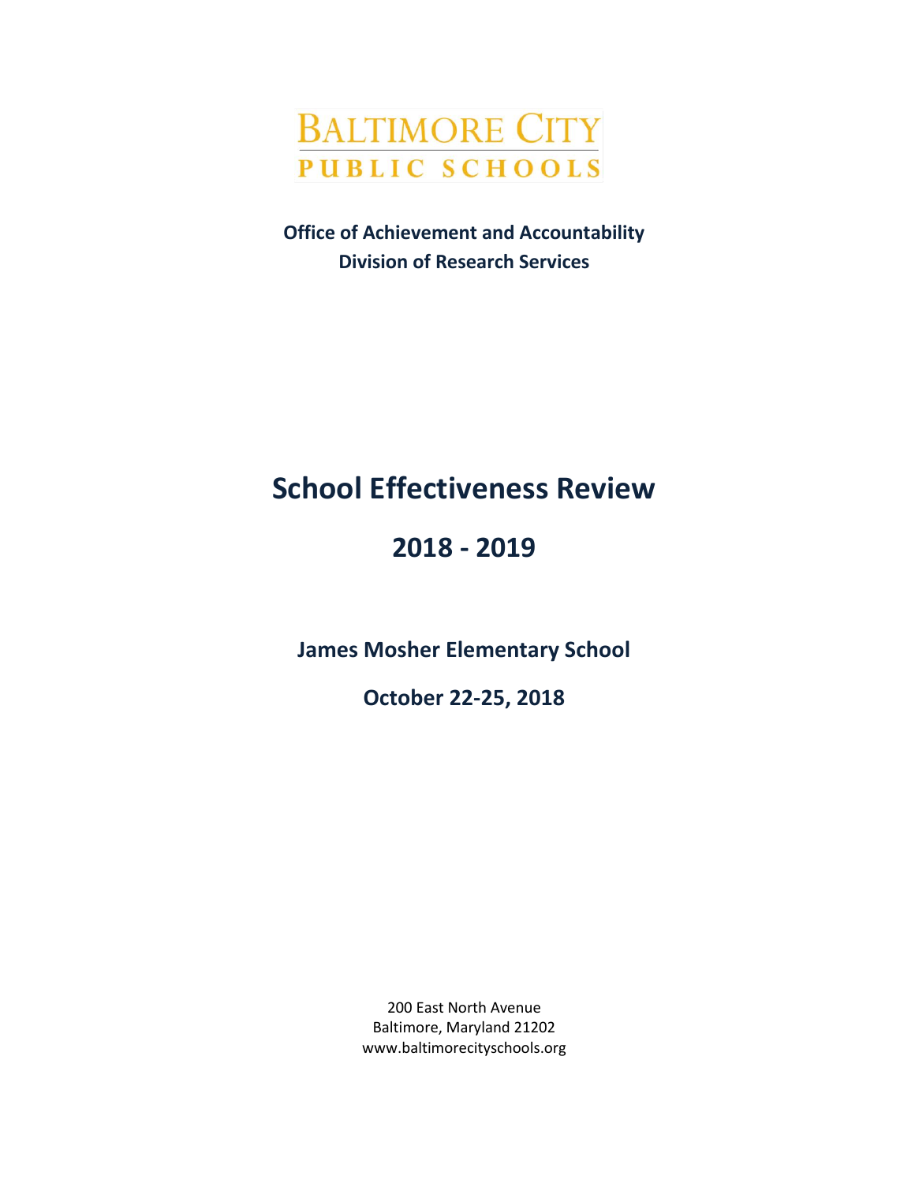BALTIMORE CITY

PUBLIC SCHOOLS

**Office of Achievement and Accountability**
**Division of Research Services**

# School Effectiveness Review

## 2018 - 2019

### James Mosher Elementary School

### October 22-25, 2018

200 East North Avenue
Baltimore, Maryland 21202
www.baltimorecityschools.org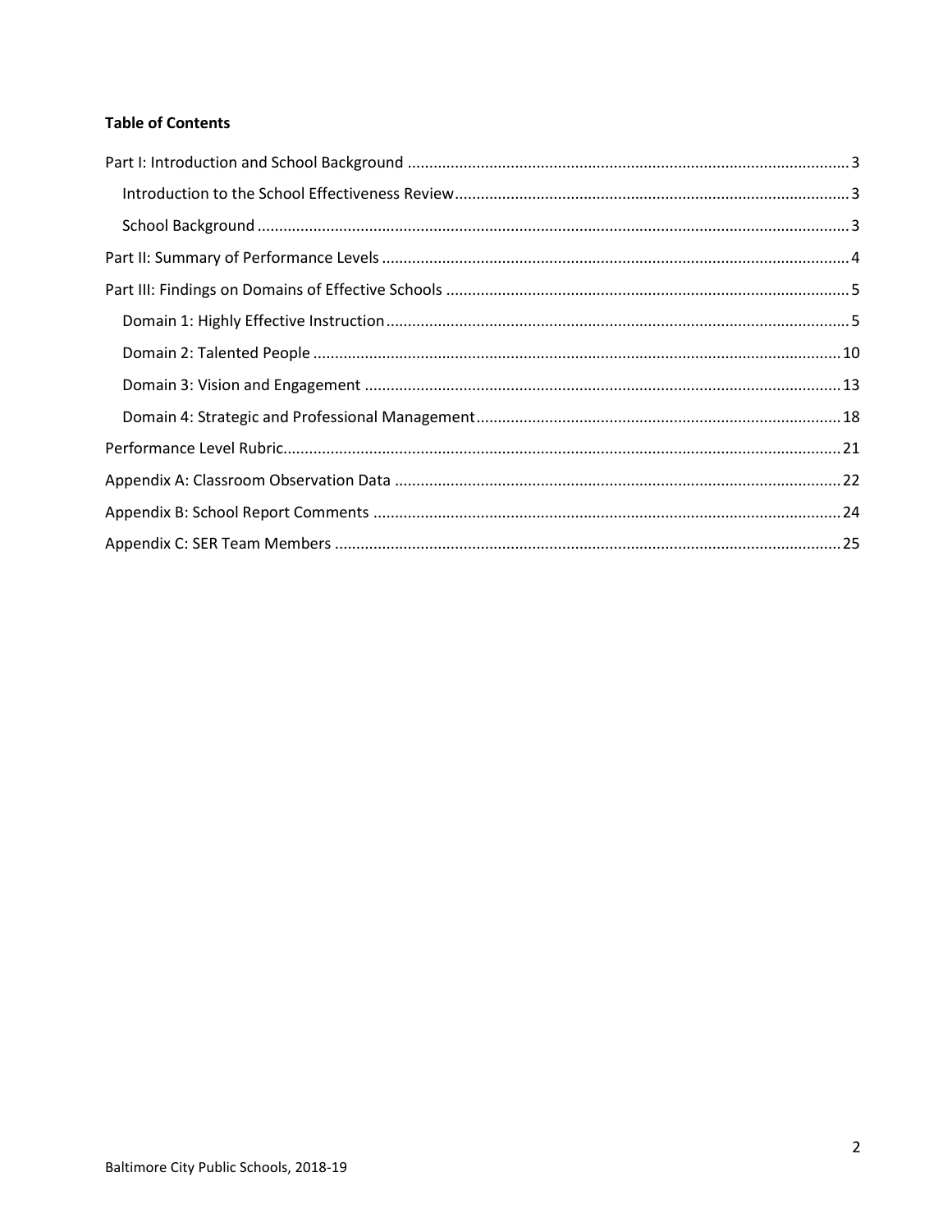**Table of Contents**

- Part I: Introduction and School Background ... 3
  - Introduction to the School Effectiveness Review ... 3
  - School Background ... 3
- Part II: Summary of Performance Levels ... 4
- Part III: Findings on Domains of Effective Schools ... 5
  - Domain 1: Highly Effective Instruction ... 5
  - Domain 2: Talented People ... 10
  - Domain 3: Vision and Engagement ... 13
  - Domain 4: Strategic and Professional Management ... 18
- Performance Level Rubric ... 21
- Appendix A: Classroom Observation Data ... 22
- Appendix B: School Report Comments ... 24
- Appendix C: SER Team Members ... 25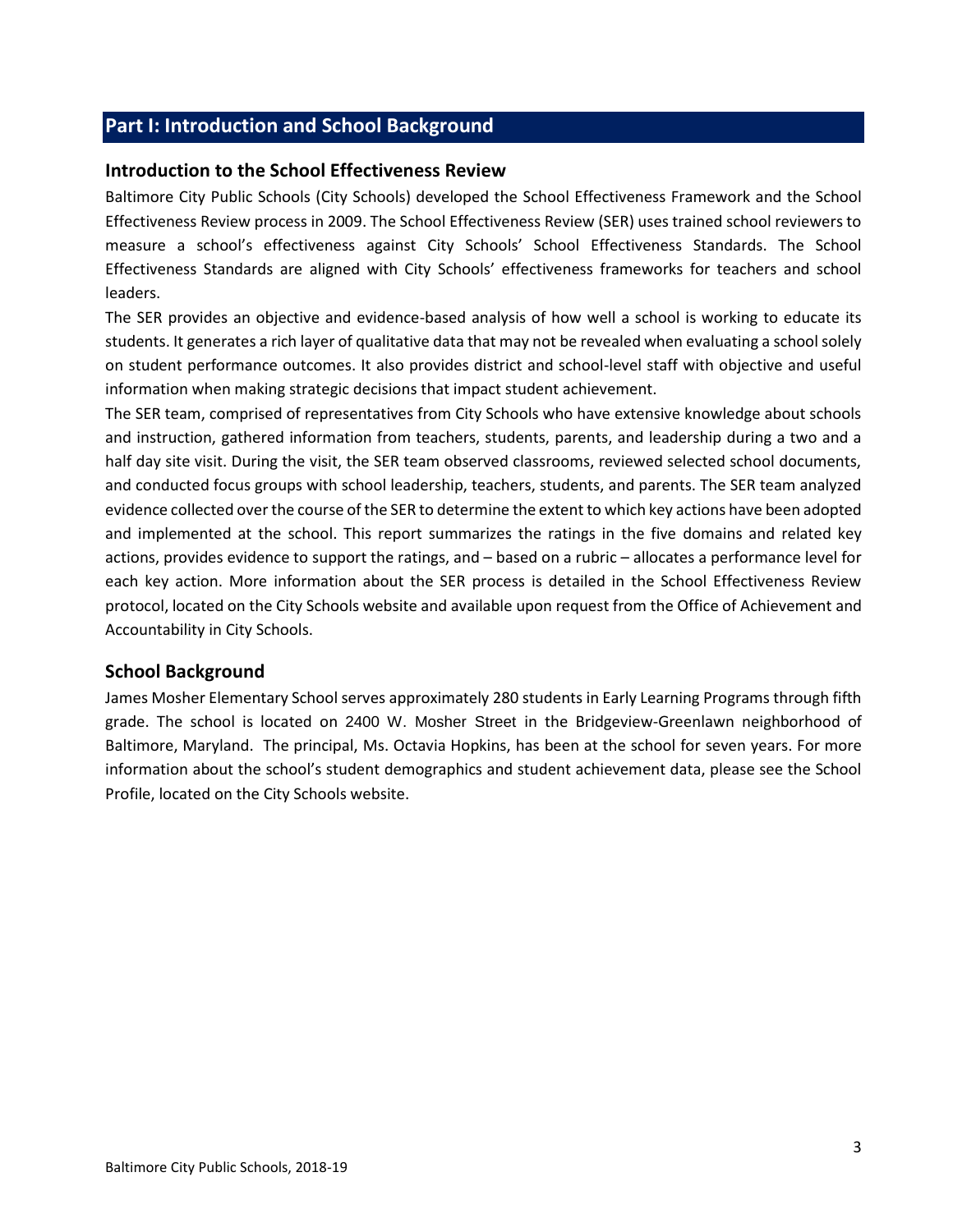## Part I: Introduction and School Background

### Introduction to the School Effectiveness Review

Baltimore City Public Schools (City Schools) developed the School Effectiveness Framework and the School Effectiveness Review process in 2009. The School Effectiveness Review (SER) uses trained school reviewers to measure a school's effectiveness against City Schools' School Effectiveness Standards. The School Effectiveness Standards are aligned with City Schools' effectiveness frameworks for teachers and school leaders.

The SER provides an objective and evidence-based analysis of how well a school is working to educate its students. It generates a rich layer of qualitative data that may not be revealed when evaluating a school solely on student performance outcomes. It also provides district and school-level staff with objective and useful information when making strategic decisions that impact student achievement.

The SER team, comprised of representatives from City Schools who have extensive knowledge about schools and instruction, gathered information from teachers, students, parents, and leadership during a two and a half day site visit. During the visit, the SER team observed classrooms, reviewed selected school documents, and conducted focus groups with school leadership, teachers, students, and parents. The SER team analyzed evidence collected over the course of the SER to determine the extent to which key actions have been adopted and implemented at the school. This report summarizes the ratings in the five domains and related key actions, provides evidence to support the ratings, and – based on a rubric – allocates a performance level for each key action. More information about the SER process is detailed in the School Effectiveness Review protocol, located on the City Schools website and available upon request from the Office of Achievement and Accountability in City Schools.

### School Background

James Mosher Elementary School serves approximately 280 students in Early Learning Programs through fifth grade. The school is located on 2400 W. Mosher Street in the Bridgeview-Greenlawn neighborhood of Baltimore, Maryland. The principal, Ms. Octavia Hopkins, has been at the school for seven years. For more information about the school's student demographics and student achievement data, please see the School Profile, located on the City Schools website.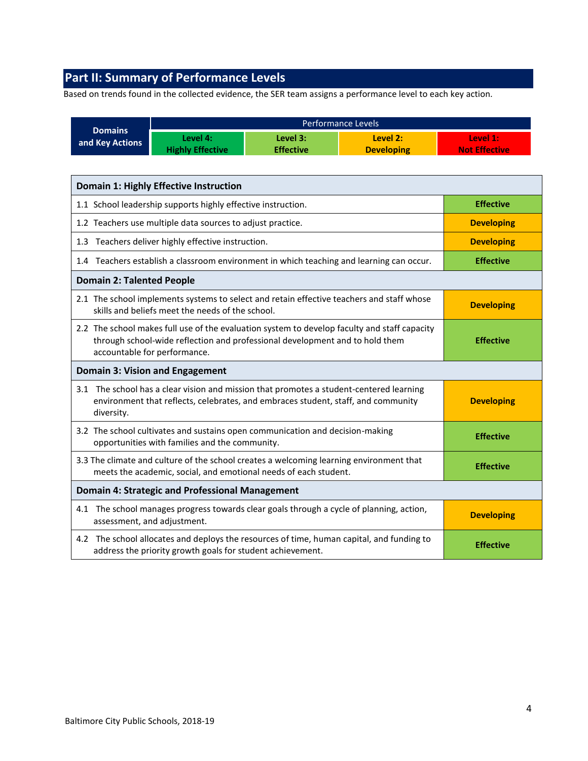## Part II: Summary of Performance Levels

Based on trends found in the collected evidence, the SER team assigns a performance level to each key action.

| Domains and Key Actions | Performance Levels | | | |
|---|---|---|---|---|
| | Level 4: Highly Effective | Level 3: Effective | Level 2: Developing | Level 1: Not Effective |

| Domain 1: Highly Effective Instruction | |
|---|---|
| 1.1 School leadership supports highly effective instruction. | **Effective** |
| 1.2 Teachers use multiple data sources to adjust practice. | **Developing** |
| 1.3 Teachers deliver highly effective instruction. | **Developing** |
| 1.4 Teachers establish a classroom environment in which teaching and learning can occur. | **Effective** |
| **Domain 2: Talented People** | |
| 2.1 The school implements systems to select and retain effective teachers and staff whose skills and beliefs meet the needs of the school. | **Developing** |
| 2.2 The school makes full use of the evaluation system to develop faculty and staff capacity through school-wide reflection and professional development and to hold them accountable for performance. | **Effective** |
| **Domain 3: Vision and Engagement** | |
| 3.1 The school has a clear vision and mission that promotes a student-centered learning environment that reflects, celebrates, and embraces student, staff, and community diversity. | **Developing** |
| 3.2 The school cultivates and sustains open communication and decision-making opportunities with families and the community. | **Effective** |
| 3.3 The climate and culture of the school creates a welcoming learning environment that meets the academic, social, and emotional needs of each student. | **Effective** |
| **Domain 4: Strategic and Professional Management** | |
| 4.1 The school manages progress towards clear goals through a cycle of planning, action, assessment, and adjustment. | **Developing** |
| 4.2 The school allocates and deploys the resources of time, human capital, and funding to address the priority growth goals for student achievement. | **Effective** |

Baltimore City Public Schools, 2018-19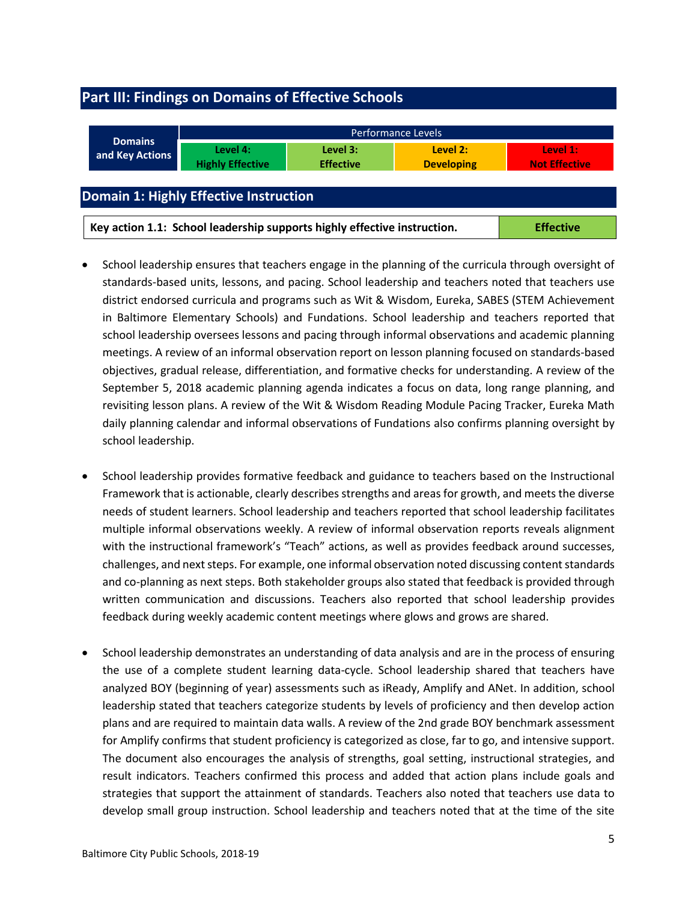## Part III: Findings on Domains of Effective Schools

| Domains and Key Actions | Performance Levels | | | |
|---|---|---|---|---|
| | Level 4: Highly Effective | Level 3: Effective | Level 2: Developing | Level 1: Not Effective |

## Domain 1: Highly Effective Instruction

| Key action 1.1: School leadership supports highly effective instruction. | Effective |
|---|---|

- School leadership ensures that teachers engage in the planning of the curricula through oversight of standards-based units, lessons, and pacing. School leadership and teachers noted that teachers use district endorsed curricula and programs such as Wit & Wisdom, Eureka, SABES (STEM Achievement in Baltimore Elementary Schools) and Fundations. School leadership and teachers reported that school leadership oversees lessons and pacing through informal observations and academic planning meetings. A review of an informal observation report on lesson planning focused on standards-based objectives, gradual release, differentiation, and formative checks for understanding. A review of the September 5, 2018 academic planning agenda indicates a focus on data, long range planning, and revisiting lesson plans. A review of the Wit & Wisdom Reading Module Pacing Tracker, Eureka Math daily planning calendar and informal observations of Fundations also confirms planning oversight by school leadership.

- School leadership provides formative feedback and guidance to teachers based on the Instructional Framework that is actionable, clearly describes strengths and areas for growth, and meets the diverse needs of student learners. School leadership and teachers reported that school leadership facilitates multiple informal observations weekly. A review of informal observation reports reveals alignment with the instructional framework's "Teach" actions, as well as provides feedback around successes, challenges, and next steps. For example, one informal observation noted discussing content standards and co-planning as next steps. Both stakeholder groups also stated that feedback is provided through written communication and discussions. Teachers also reported that school leadership provides feedback during weekly academic content meetings where glows and grows are shared.

- School leadership demonstrates an understanding of data analysis and are in the process of ensuring the use of a complete student learning data-cycle. School leadership shared that teachers have analyzed BOY (beginning of year) assessments such as iReady, Amplify and ANet. In addition, school leadership stated that teachers categorize students by levels of proficiency and then develop action plans and are required to maintain data walls. A review of the 2nd grade BOY benchmark assessment for Amplify confirms that student proficiency is categorized as close, far to go, and intensive support. The document also encourages the analysis of strengths, goal setting, instructional strategies, and result indicators. Teachers confirmed this process and added that action plans include goals and strategies that support the attainment of standards. Teachers also noted that teachers use data to develop small group instruction. School leadership and teachers noted that at the time of the site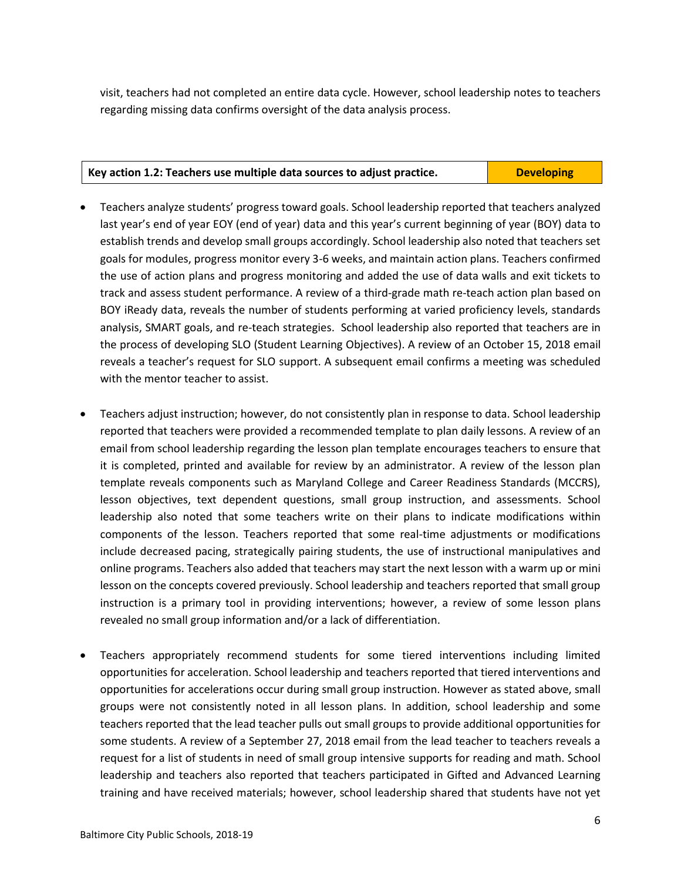visit, teachers had not completed an entire data cycle. However, school leadership notes to teachers regarding missing data confirms oversight of the data analysis process.

| Key action 1.2: Teachers use multiple data sources to adjust practice. | Developing |
| --- | --- |

- Teachers analyze students' progress toward goals. School leadership reported that teachers analyzed last year's end of year EOY (end of year) data and this year's current beginning of year (BOY) data to establish trends and develop small groups accordingly. School leadership also noted that teachers set goals for modules, progress monitor every 3-6 weeks, and maintain action plans. Teachers confirmed the use of action plans and progress monitoring and added the use of data walls and exit tickets to track and assess student performance. A review of a third-grade math re-teach action plan based on BOY iReady data, reveals the number of students performing at varied proficiency levels, standards analysis, SMART goals, and re-teach strategies. School leadership also reported that teachers are in the process of developing SLO (Student Learning Objectives). A review of an October 15, 2018 email reveals a teacher's request for SLO support. A subsequent email confirms a meeting was scheduled with the mentor teacher to assist.

- Teachers adjust instruction; however, do not consistently plan in response to data. School leadership reported that teachers were provided a recommended template to plan daily lessons. A review of an email from school leadership regarding the lesson plan template encourages teachers to ensure that it is completed, printed and available for review by an administrator. A review of the lesson plan template reveals components such as Maryland College and Career Readiness Standards (MCCRS), lesson objectives, text dependent questions, small group instruction, and assessments. School leadership also noted that some teachers write on their plans to indicate modifications within components of the lesson. Teachers reported that some real-time adjustments or modifications include decreased pacing, strategically pairing students, the use of instructional manipulatives and online programs. Teachers also added that teachers may start the next lesson with a warm up or mini lesson on the concepts covered previously. School leadership and teachers reported that small group instruction is a primary tool in providing interventions; however, a review of some lesson plans revealed no small group information and/or a lack of differentiation.

- Teachers appropriately recommend students for some tiered interventions including limited opportunities for acceleration. School leadership and teachers reported that tiered interventions and opportunities for accelerations occur during small group instruction. However as stated above, small groups were not consistently noted in all lesson plans. In addition, school leadership and some teachers reported that the lead teacher pulls out small groups to provide additional opportunities for some students. A review of a September 27, 2018 email from the lead teacher to teachers reveals a request for a list of students in need of small group intensive supports for reading and math. School leadership and teachers also reported that teachers participated in Gifted and Advanced Learning training and have received materials; however, school leadership shared that students have not yet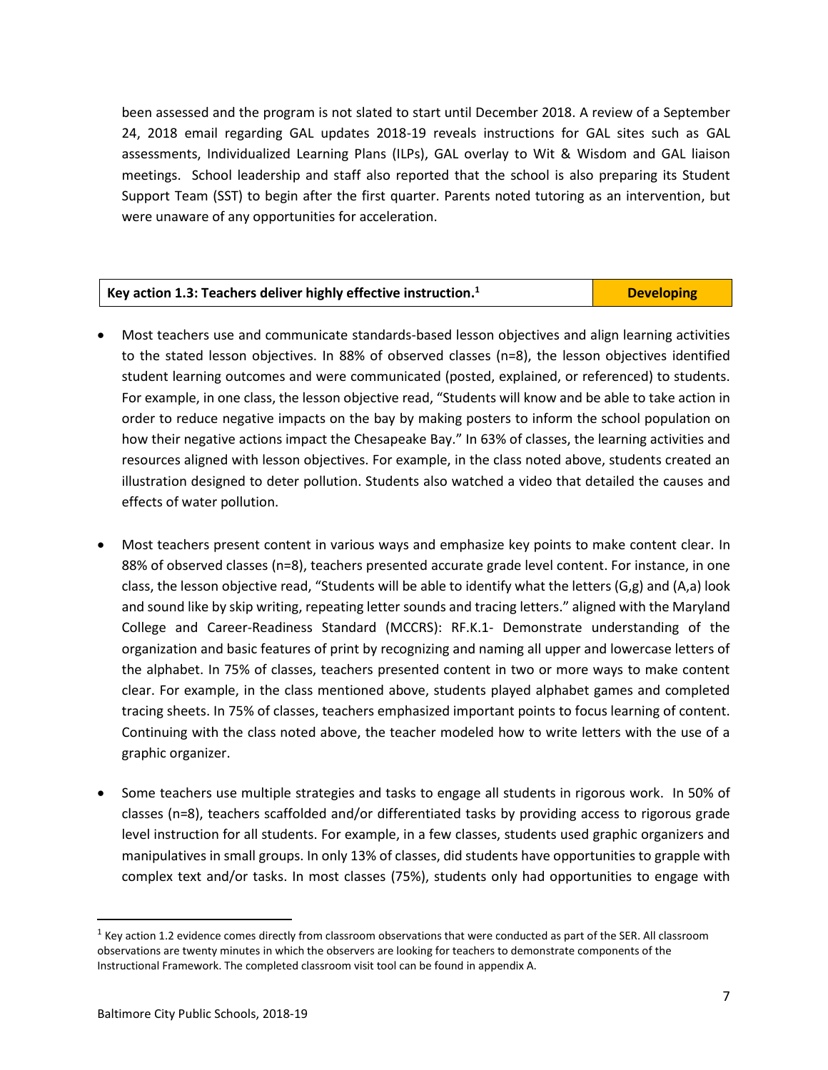been assessed and the program is not slated to start until December 2018. A review of a September 24, 2018 email regarding GAL updates 2018-19 reveals instructions for GAL sites such as GAL assessments, Individualized Learning Plans (ILPs), GAL overlay to Wit & Wisdom and GAL liaison meetings. School leadership and staff also reported that the school is also preparing its Student Support Team (SST) to begin after the first quarter. Parents noted tutoring as an intervention, but were unaware of any opportunities for acceleration.

| Key action 1.3: Teachers deliver highly effective instruction.[1] | Developing |
|---|---|

- Most teachers use and communicate standards-based lesson objectives and align learning activities to the stated lesson objectives. In 88% of observed classes (n=8), the lesson objectives identified student learning outcomes and were communicated (posted, explained, or referenced) to students. For example, in one class, the lesson objective read, "Students will know and be able to take action in order to reduce negative impacts on the bay by making posters to inform the school population on how their negative actions impact the Chesapeake Bay." In 63% of classes, the learning activities and resources aligned with lesson objectives. For example, in the class noted above, students created an illustration designed to deter pollution. Students also watched a video that detailed the causes and effects of water pollution.

- Most teachers present content in various ways and emphasize key points to make content clear. In 88% of observed classes (n=8), teachers presented accurate grade level content. For instance, in one class, the lesson objective read, "Students will be able to identify what the letters (G,g) and (A,a) look and sound like by skip writing, repeating letter sounds and tracing letters." aligned with the Maryland College and Career-Readiness Standard (MCCRS): RF.K.1- Demonstrate understanding of the organization and basic features of print by recognizing and naming all upper and lowercase letters of the alphabet. In 75% of classes, teachers presented content in two or more ways to make content clear. For example, in the class mentioned above, students played alphabet games and completed tracing sheets. In 75% of classes, teachers emphasized important points to focus learning of content. Continuing with the class noted above, the teacher modeled how to write letters with the use of a graphic organizer.

- Some teachers use multiple strategies and tasks to engage all students in rigorous work. In 50% of classes (n=8), teachers scaffolded and/or differentiated tasks by providing access to rigorous grade level instruction for all students. For example, in a few classes, students used graphic organizers and manipulatives in small groups. In only 13% of classes, did students have opportunities to grapple with complex text and/or tasks. In most classes (75%), students only had opportunities to engage with

[1] Key action 1.2 evidence comes directly from classroom observations that were conducted as part of the SER. All classroom observations are twenty minutes in which the observers are looking for teachers to demonstrate components of the Instructional Framework. The completed classroom visit tool can be found in appendix A.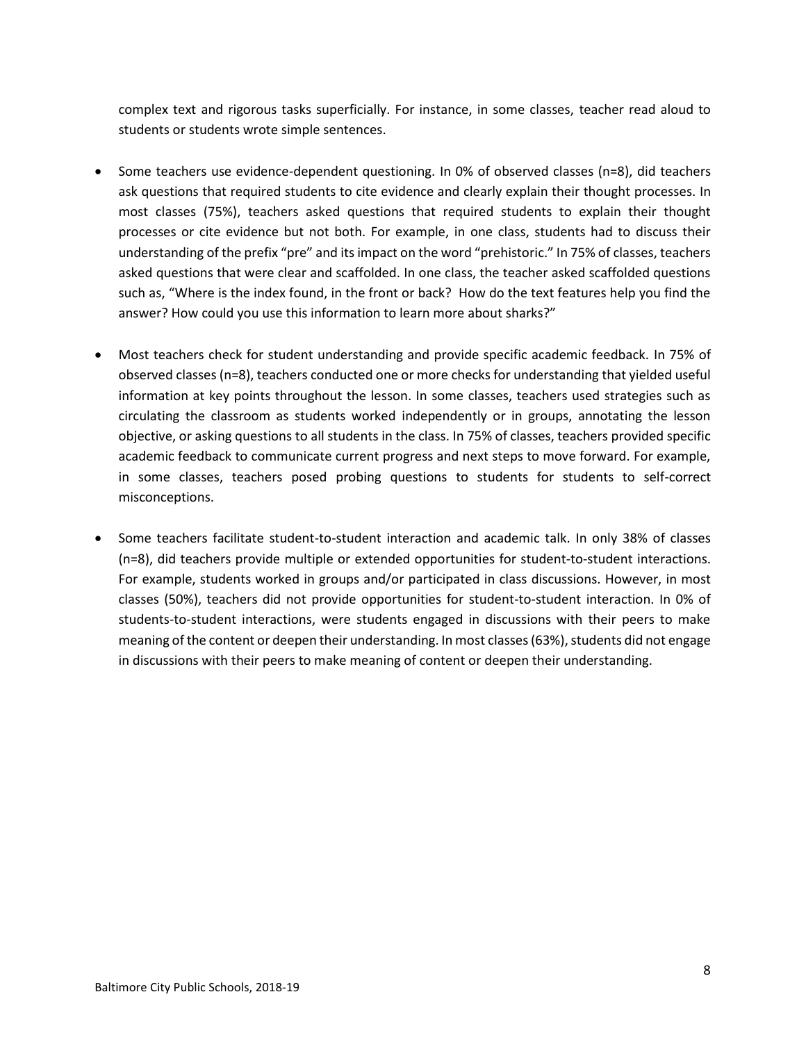complex text and rigorous tasks superficially. For instance, in some classes, teacher read aloud to students or students wrote simple sentences.

- Some teachers use evidence-dependent questioning. In 0% of observed classes (n=8), did teachers ask questions that required students to cite evidence and clearly explain their thought processes. In most classes (75%), teachers asked questions that required students to explain their thought processes or cite evidence but not both. For example, in one class, students had to discuss their understanding of the prefix "pre" and its impact on the word "prehistoric." In 75% of classes, teachers asked questions that were clear and scaffolded. In one class, the teacher asked scaffolded questions such as, "Where is the index found, in the front or back? How do the text features help you find the answer? How could you use this information to learn more about sharks?"

- Most teachers check for student understanding and provide specific academic feedback. In 75% of observed classes (n=8), teachers conducted one or more checks for understanding that yielded useful information at key points throughout the lesson. In some classes, teachers used strategies such as circulating the classroom as students worked independently or in groups, annotating the lesson objective, or asking questions to all students in the class. In 75% of classes, teachers provided specific academic feedback to communicate current progress and next steps to move forward. For example, in some classes, teachers posed probing questions to students for students to self-correct misconceptions.

- Some teachers facilitate student-to-student interaction and academic talk. In only 38% of classes (n=8), did teachers provide multiple or extended opportunities for student-to-student interactions. For example, students worked in groups and/or participated in class discussions. However, in most classes (50%), teachers did not provide opportunities for student-to-student interaction. In 0% of students-to-student interactions, were students engaged in discussions with their peers to make meaning of the content or deepen their understanding. In most classes (63%), students did not engage in discussions with their peers to make meaning of content or deepen their understanding.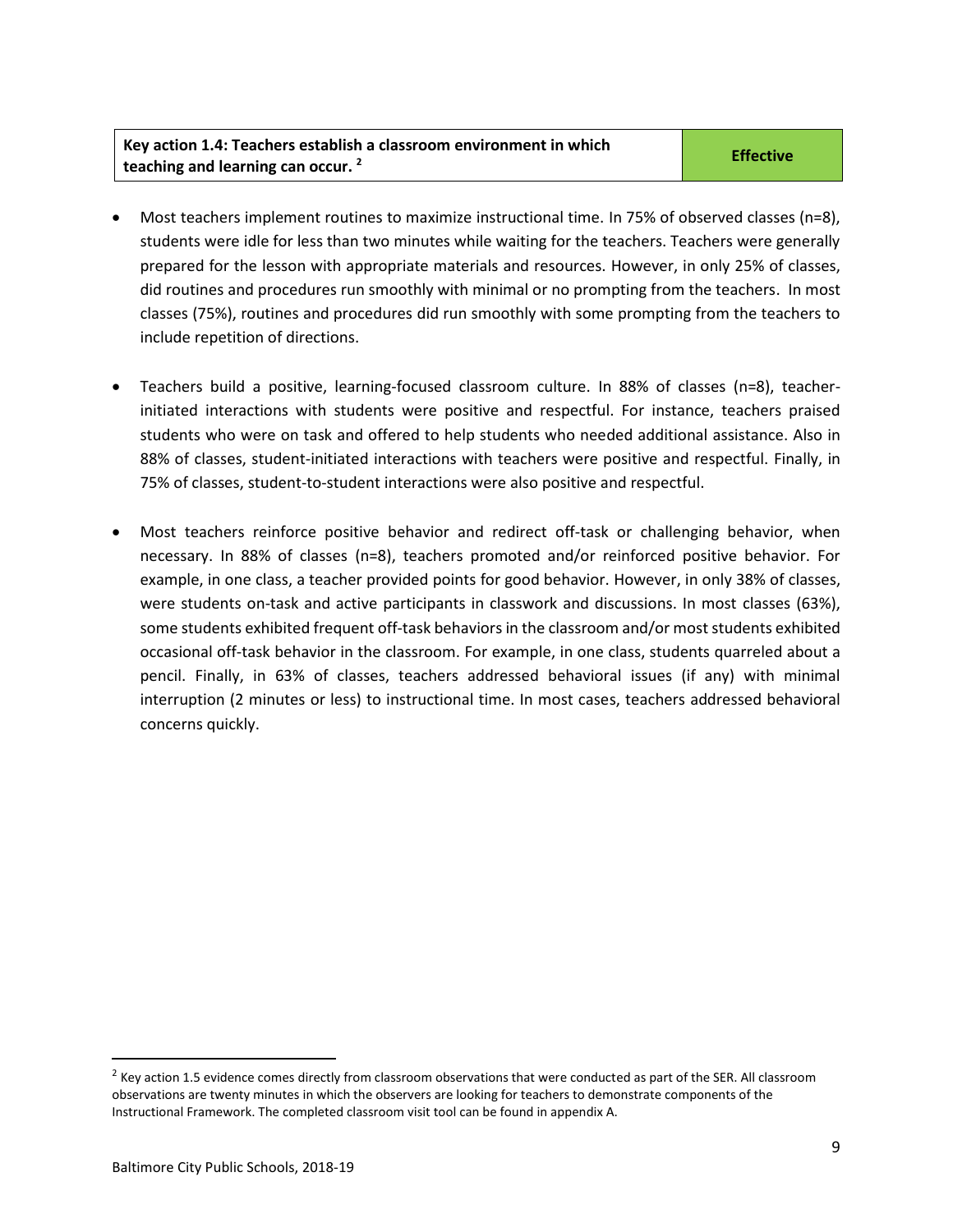| Key action 1.4: Teachers establish a classroom environment in which teaching and learning can occur. [2] | Effective |
| --- | --- |

- Most teachers implement routines to maximize instructional time. In 75% of observed classes (n=8), students were idle for less than two minutes while waiting for the teachers. Teachers were generally prepared for the lesson with appropriate materials and resources. However, in only 25% of classes, did routines and procedures run smoothly with minimal or no prompting from the teachers. In most classes (75%), routines and procedures did run smoothly with some prompting from the teachers to include repetition of directions.

- Teachers build a positive, learning-focused classroom culture. In 88% of classes (n=8), teacher-initiated interactions with students were positive and respectful. For instance, teachers praised students who were on task and offered to help students who needed additional assistance. Also in 88% of classes, student-initiated interactions with teachers were positive and respectful. Finally, in 75% of classes, student-to-student interactions were also positive and respectful.

- Most teachers reinforce positive behavior and redirect off-task or challenging behavior, when necessary. In 88% of classes (n=8), teachers promoted and/or reinforced positive behavior. For example, in one class, a teacher provided points for good behavior. However, in only 38% of classes, were students on-task and active participants in classwork and discussions. In most classes (63%), some students exhibited frequent off-task behaviors in the classroom and/or most students exhibited occasional off-task behavior in the classroom. For example, in one class, students quarreled about a pencil. Finally, in 63% of classes, teachers addressed behavioral issues (if any) with minimal interruption (2 minutes or less) to instructional time. In most cases, teachers addressed behavioral concerns quickly.

---

[2] Key action 1.5 evidence comes directly from classroom observations that were conducted as part of the SER. All classroom observations are twenty minutes in which the observers are looking for teachers to demonstrate components of the Instructional Framework. The completed classroom visit tool can be found in appendix A.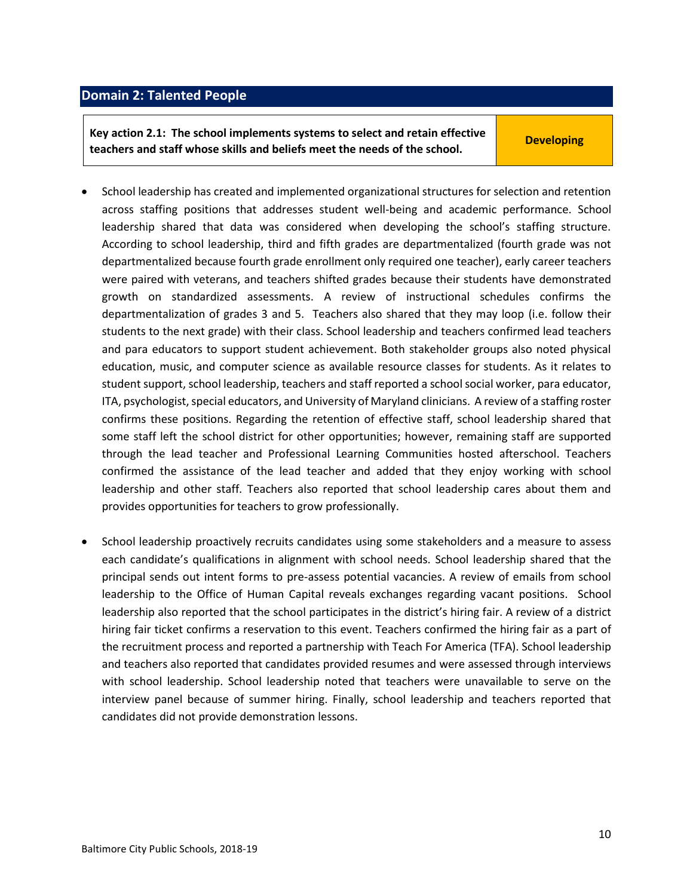## Domain 2: Talented People

| Key action 2.1: The school implements systems to select and retain effective teachers and staff whose skills and beliefs meet the needs of the school. | Developing |
| --- | --- |

- School leadership has created and implemented organizational structures for selection and retention across staffing positions that addresses student well-being and academic performance. School leadership shared that data was considered when developing the school's staffing structure. According to school leadership, third and fifth grades are departmentalized (fourth grade was not departmentalized because fourth grade enrollment only required one teacher), early career teachers were paired with veterans, and teachers shifted grades because their students have demonstrated growth on standardized assessments. A review of instructional schedules confirms the departmentalization of grades 3 and 5. Teachers also shared that they may loop (i.e. follow their students to the next grade) with their class. School leadership and teachers confirmed lead teachers and para educators to support student achievement. Both stakeholder groups also noted physical education, music, and computer science as available resource classes for students. As it relates to student support, school leadership, teachers and staff reported a school social worker, para educator, ITA, psychologist, special educators, and University of Maryland clinicians. A review of a staffing roster confirms these positions. Regarding the retention of effective staff, school leadership shared that some staff left the school district for other opportunities; however, remaining staff are supported through the lead teacher and Professional Learning Communities hosted afterschool. Teachers confirmed the assistance of the lead teacher and added that they enjoy working with school leadership and other staff. Teachers also reported that school leadership cares about them and provides opportunities for teachers to grow professionally.

- School leadership proactively recruits candidates using some stakeholders and a measure to assess each candidate's qualifications in alignment with school needs. School leadership shared that the principal sends out intent forms to pre-assess potential vacancies. A review of emails from school leadership to the Office of Human Capital reveals exchanges regarding vacant positions. School leadership also reported that the school participates in the district's hiring fair. A review of a district hiring fair ticket confirms a reservation to this event. Teachers confirmed the hiring fair as a part of the recruitment process and reported a partnership with Teach For America (TFA). School leadership and teachers also reported that candidates provided resumes and were assessed through interviews with school leadership. School leadership noted that teachers were unavailable to serve on the interview panel because of summer hiring. Finally, school leadership and teachers reported that candidates did not provide demonstration lessons.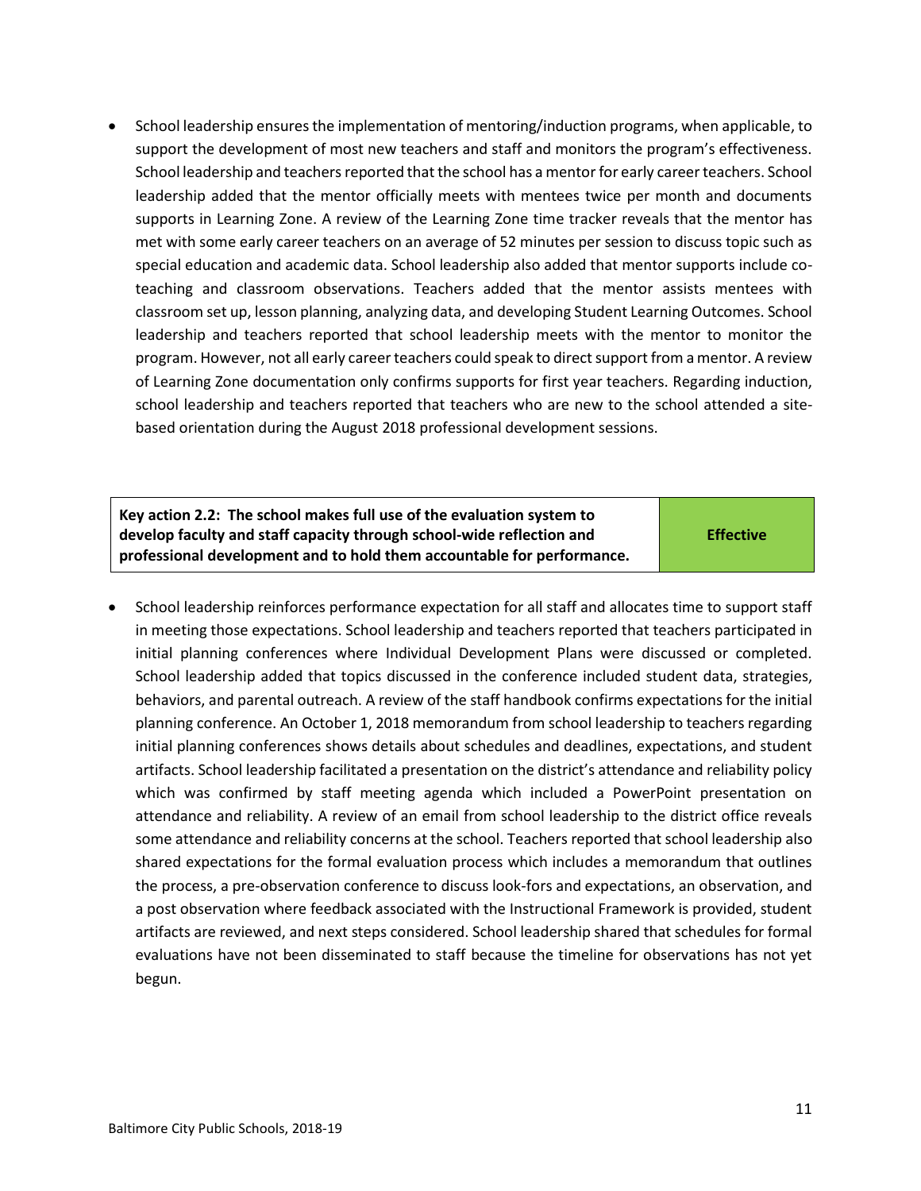- School leadership ensures the implementation of mentoring/induction programs, when applicable, to support the development of most new teachers and staff and monitors the program's effectiveness. School leadership and teachers reported that the school has a mentor for early career teachers. School leadership added that the mentor officially meets with mentees twice per month and documents supports in Learning Zone. A review of the Learning Zone time tracker reveals that the mentor has met with some early career teachers on an average of 52 minutes per session to discuss topic such as special education and academic data. School leadership also added that mentor supports include co-teaching and classroom observations. Teachers added that the mentor assists mentees with classroom set up, lesson planning, analyzing data, and developing Student Learning Outcomes. School leadership and teachers reported that school leadership meets with the mentor to monitor the program. However, not all early career teachers could speak to direct support from a mentor. A review of Learning Zone documentation only confirms supports for first year teachers. Regarding induction, school leadership and teachers reported that teachers who are new to the school attended a site-based orientation during the August 2018 professional development sessions.

| **Key action 2.2: The school makes full use of the evaluation system to develop faculty and staff capacity through school-wide reflection and professional development and to hold them accountable for performance.** | **Effective** |
|---|---|

- School leadership reinforces performance expectation for all staff and allocates time to support staff in meeting those expectations. School leadership and teachers reported that teachers participated in initial planning conferences where Individual Development Plans were discussed or completed. School leadership added that topics discussed in the conference included student data, strategies, behaviors, and parental outreach. A review of the staff handbook confirms expectations for the initial planning conference. An October 1, 2018 memorandum from school leadership to teachers regarding initial planning conferences shows details about schedules and deadlines, expectations, and student artifacts. School leadership facilitated a presentation on the district's attendance and reliability policy which was confirmed by staff meeting agenda which included a PowerPoint presentation on attendance and reliability. A review of an email from school leadership to the district office reveals some attendance and reliability concerns at the school. Teachers reported that school leadership also shared expectations for the formal evaluation process which includes a memorandum that outlines the process, a pre-observation conference to discuss look-fors and expectations, an observation, and a post observation where feedback associated with the Instructional Framework is provided, student artifacts are reviewed, and next steps considered. School leadership shared that schedules for formal evaluations have not been disseminated to staff because the timeline for observations has not yet begun.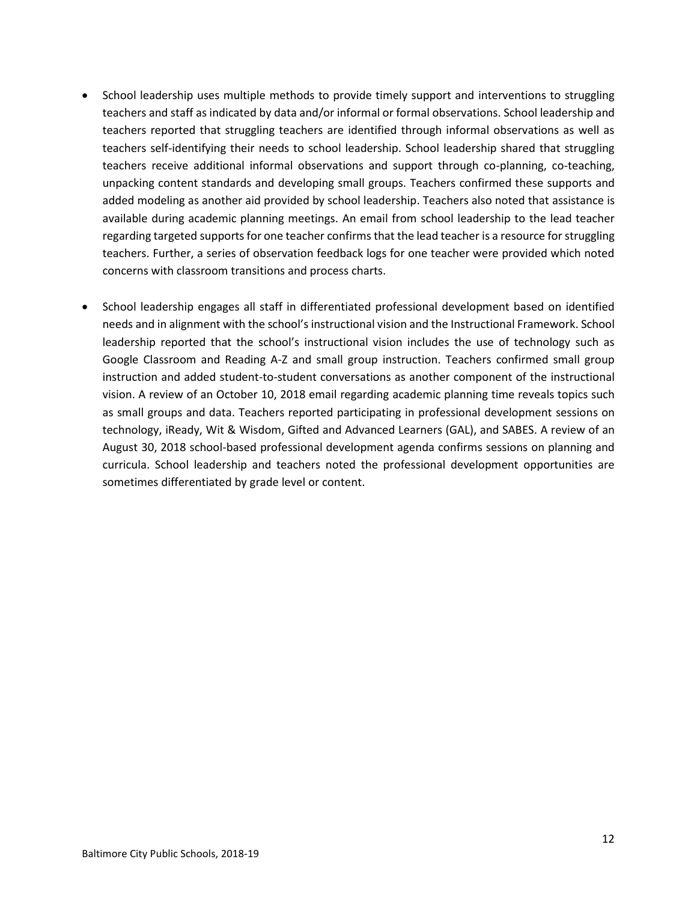- School leadership uses multiple methods to provide timely support and interventions to struggling teachers and staff as indicated by data and/or informal or formal observations. School leadership and teachers reported that struggling teachers are identified through informal observations as well as teachers self-identifying their needs to school leadership. School leadership shared that struggling teachers receive additional informal observations and support through co-planning, co-teaching, unpacking content standards and developing small groups. Teachers confirmed these supports and added modeling as another aid provided by school leadership. Teachers also noted that assistance is available during academic planning meetings. An email from school leadership to the lead teacher regarding targeted supports for one teacher confirms that the lead teacher is a resource for struggling teachers. Further, a series of observation feedback logs for one teacher were provided which noted concerns with classroom transitions and process charts.

- School leadership engages all staff in differentiated professional development based on identified needs and in alignment with the school's instructional vision and the Instructional Framework. School leadership reported that the school's instructional vision includes the use of technology such as Google Classroom and Reading A-Z and small group instruction. Teachers confirmed small group instruction and added student-to-student conversations as another component of the instructional vision. A review of an October 10, 2018 email regarding academic planning time reveals topics such as small groups and data. Teachers reported participating in professional development sessions on technology, iReady, Wit & Wisdom, Gifted and Advanced Learners (GAL), and SABES. A review of an August 30, 2018 school-based professional development agenda confirms sessions on planning and curricula. School leadership and teachers noted the professional development opportunities are sometimes differentiated by grade level or content.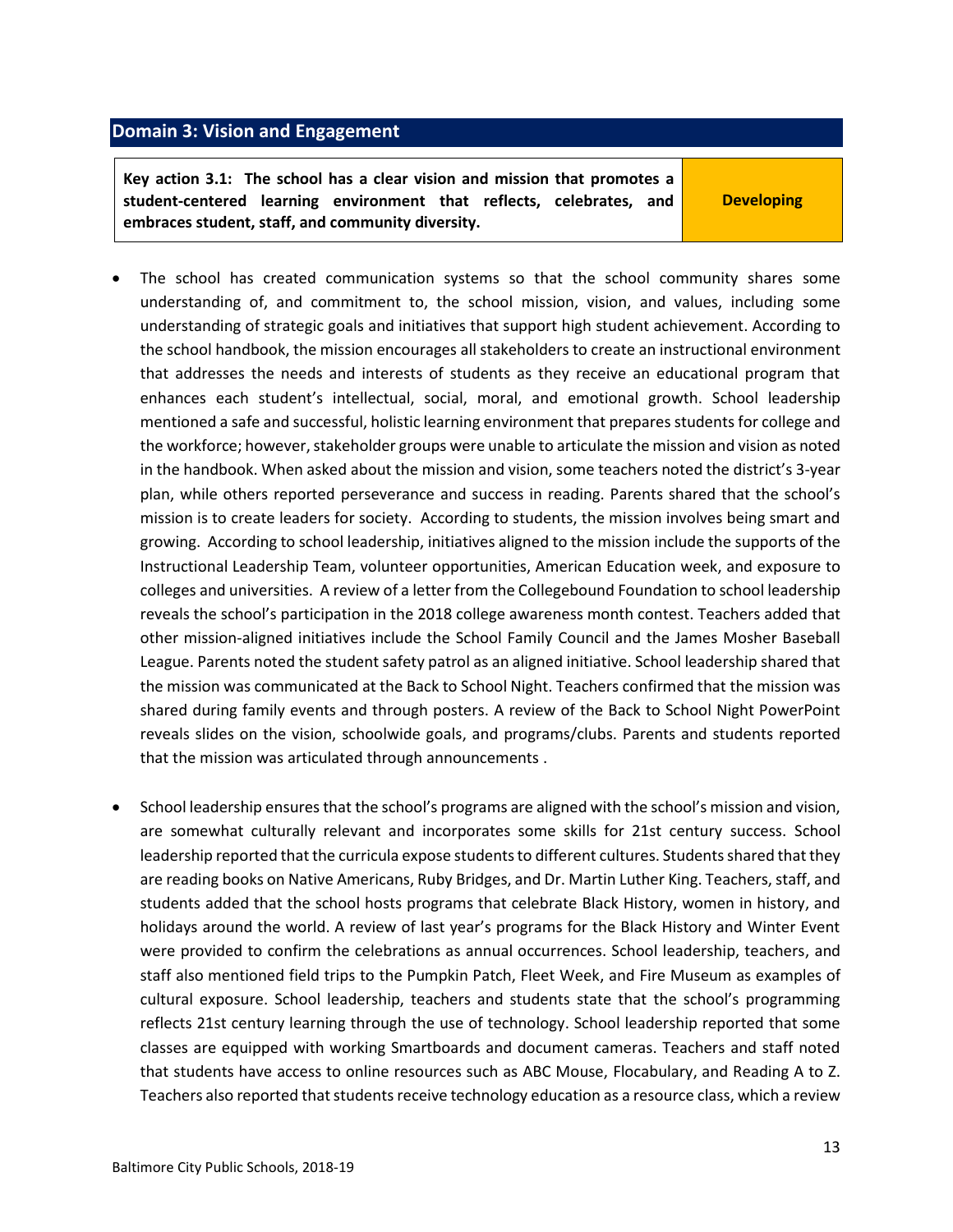## Domain 3: Vision and Engagement

| Key action 3.1: The school has a clear vision and mission that promotes a student-centered learning environment that reflects, celebrates, and embraces student, staff, and community diversity. | Developing |
| --- | --- |

- The school has created communication systems so that the school community shares some understanding of, and commitment to, the school mission, vision, and values, including some understanding of strategic goals and initiatives that support high student achievement. According to the school handbook, the mission encourages all stakeholders to create an instructional environment that addresses the needs and interests of students as they receive an educational program that enhances each student's intellectual, social, moral, and emotional growth. School leadership mentioned a safe and successful, holistic learning environment that prepares students for college and the workforce; however, stakeholder groups were unable to articulate the mission and vision as noted in the handbook. When asked about the mission and vision, some teachers noted the district's 3-year plan, while others reported perseverance and success in reading. Parents shared that the school's mission is to create leaders for society. According to students, the mission involves being smart and growing. According to school leadership, initiatives aligned to the mission include the supports of the Instructional Leadership Team, volunteer opportunities, American Education week, and exposure to colleges and universities. A review of a letter from the Collegebound Foundation to school leadership reveals the school's participation in the 2018 college awareness month contest. Teachers added that other mission-aligned initiatives include the School Family Council and the James Mosher Baseball League. Parents noted the student safety patrol as an aligned initiative. School leadership shared that the mission was communicated at the Back to School Night. Teachers confirmed that the mission was shared during family events and through posters. A review of the Back to School Night PowerPoint reveals slides on the vision, schoolwide goals, and programs/clubs. Parents and students reported that the mission was articulated through announcements .

- School leadership ensures that the school's programs are aligned with the school's mission and vision, are somewhat culturally relevant and incorporates some skills for 21st century success. School leadership reported that the curricula expose students to different cultures. Students shared that they are reading books on Native Americans, Ruby Bridges, and Dr. Martin Luther King. Teachers, staff, and students added that the school hosts programs that celebrate Black History, women in history, and holidays around the world. A review of last year's programs for the Black History and Winter Event were provided to confirm the celebrations as annual occurrences. School leadership, teachers, and staff also mentioned field trips to the Pumpkin Patch, Fleet Week, and Fire Museum as examples of cultural exposure. School leadership, teachers and students state that the school's programming reflects 21st century learning through the use of technology. School leadership reported that some classes are equipped with working Smartboards and document cameras. Teachers and staff noted that students have access to online resources such as ABC Mouse, Flocabulary, and Reading A to Z. Teachers also reported that students receive technology education as a resource class, which a review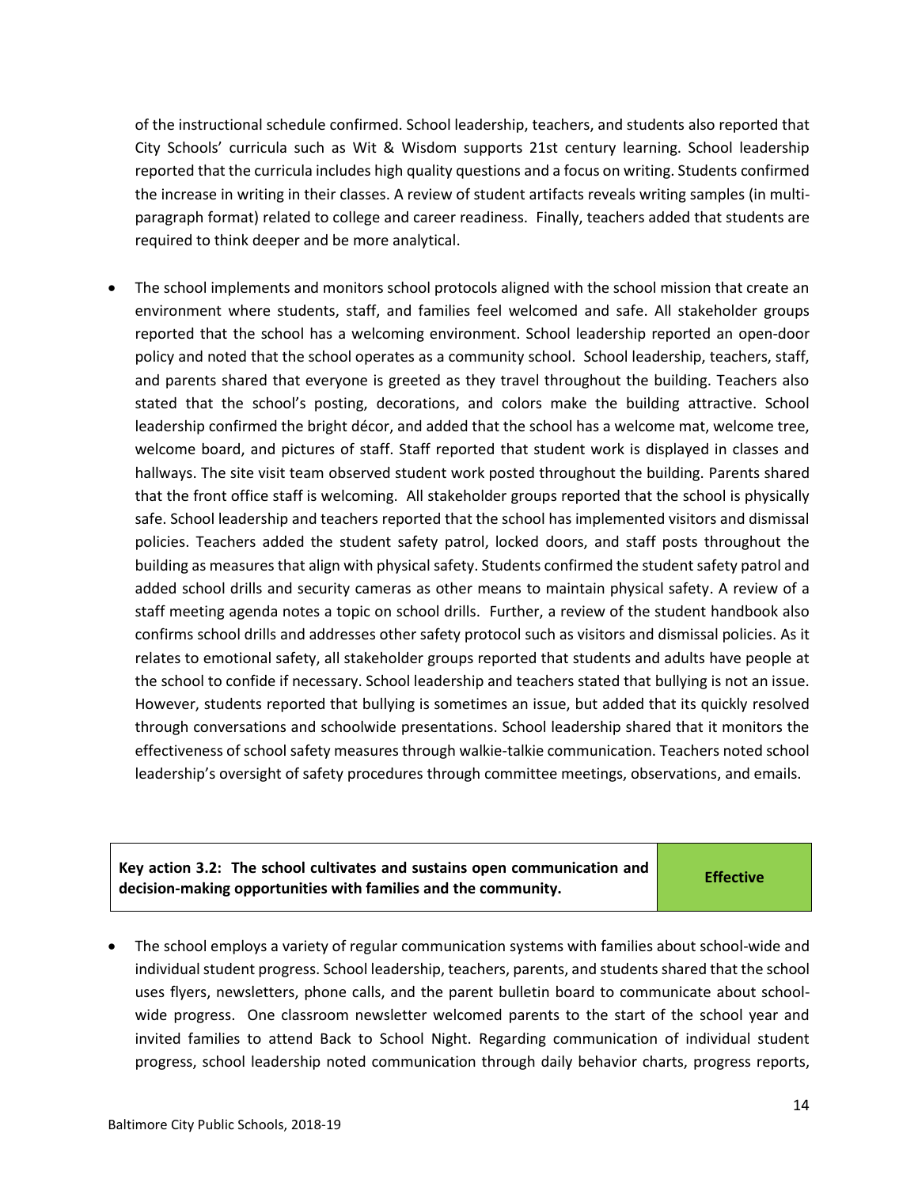of the instructional schedule confirmed. School leadership, teachers, and students also reported that City Schools' curricula such as Wit & Wisdom supports 21st century learning. School leadership reported that the curricula includes high quality questions and a focus on writing. Students confirmed the increase in writing in their classes. A review of student artifacts reveals writing samples (in multi-paragraph format) related to college and career readiness. Finally, teachers added that students are required to think deeper and be more analytical.

- The school implements and monitors school protocols aligned with the school mission that create an environment where students, staff, and families feel welcomed and safe. All stakeholder groups reported that the school has a welcoming environment. School leadership reported an open-door policy and noted that the school operates as a community school. School leadership, teachers, staff, and parents shared that everyone is greeted as they travel throughout the building. Teachers also stated that the school's posting, decorations, and colors make the building attractive. School leadership confirmed the bright décor, and added that the school has a welcome mat, welcome tree, welcome board, and pictures of staff. Staff reported that student work is displayed in classes and hallways. The site visit team observed student work posted throughout the building. Parents shared that the front office staff is welcoming. All stakeholder groups reported that the school is physically safe. School leadership and teachers reported that the school has implemented visitors and dismissal policies. Teachers added the student safety patrol, locked doors, and staff posts throughout the building as measures that align with physical safety. Students confirmed the student safety patrol and added school drills and security cameras as other means to maintain physical safety. A review of a staff meeting agenda notes a topic on school drills. Further, a review of the student handbook also confirms school drills and addresses other safety protocol such as visitors and dismissal policies. As it relates to emotional safety, all stakeholder groups reported that students and adults have people at the school to confide if necessary. School leadership and teachers stated that bullying is not an issue. However, students reported that bullying is sometimes an issue, but added that its quickly resolved through conversations and schoolwide presentations. School leadership shared that it monitors the effectiveness of school safety measures through walkie-talkie communication. Teachers noted school leadership's oversight of safety procedures through committee meetings, observations, and emails.

| **Key action 3.2: The school cultivates and sustains open communication and decision-making opportunities with families and the community.** | **Effective** |
|---|---|

- The school employs a variety of regular communication systems with families about school-wide and individual student progress. School leadership, teachers, parents, and students shared that the school uses flyers, newsletters, phone calls, and the parent bulletin board to communicate about school-wide progress. One classroom newsletter welcomed parents to the start of the school year and invited families to attend Back to School Night. Regarding communication of individual student progress, school leadership noted communication through daily behavior charts, progress reports,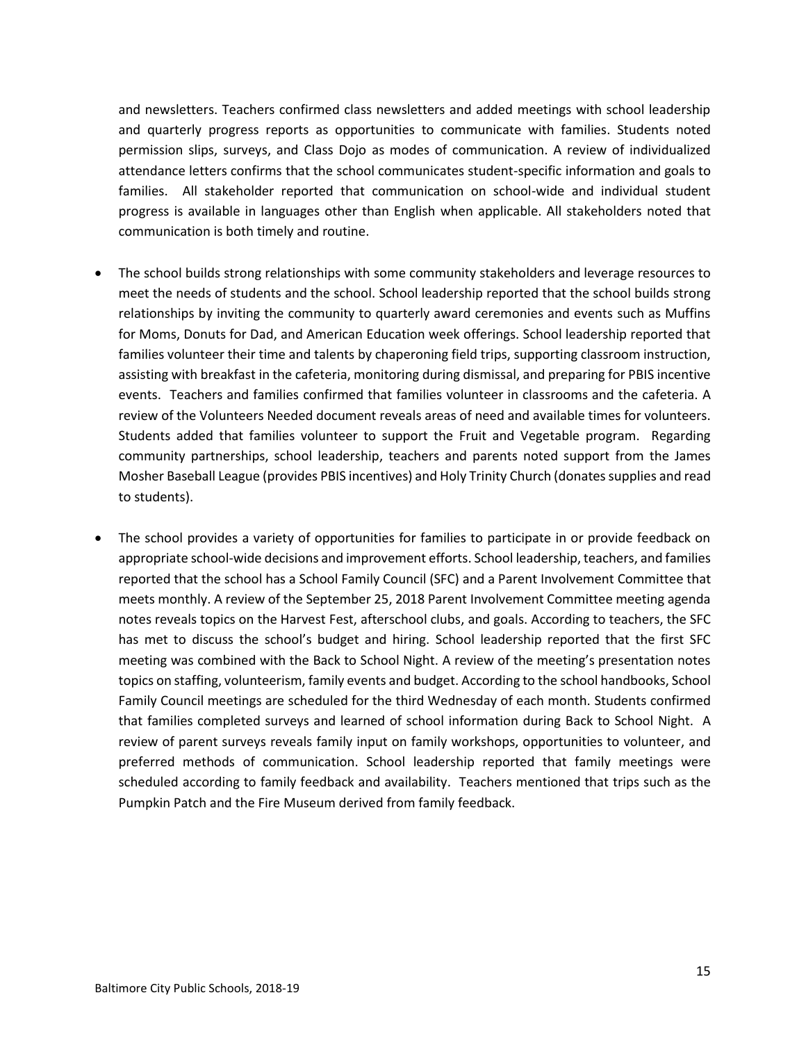and newsletters. Teachers confirmed class newsletters and added meetings with school leadership and quarterly progress reports as opportunities to communicate with families. Students noted permission slips, surveys, and Class Dojo as modes of communication. A review of individualized attendance letters confirms that the school communicates student-specific information and goals to families. All stakeholder reported that communication on school-wide and individual student progress is available in languages other than English when applicable. All stakeholders noted that communication is both timely and routine.

- The school builds strong relationships with some community stakeholders and leverage resources to meet the needs of students and the school. School leadership reported that the school builds strong relationships by inviting the community to quarterly award ceremonies and events such as Muffins for Moms, Donuts for Dad, and American Education week offerings. School leadership reported that families volunteer their time and talents by chaperoning field trips, supporting classroom instruction, assisting with breakfast in the cafeteria, monitoring during dismissal, and preparing for PBIS incentive events. Teachers and families confirmed that families volunteer in classrooms and the cafeteria. A review of the Volunteers Needed document reveals areas of need and available times for volunteers. Students added that families volunteer to support the Fruit and Vegetable program. Regarding community partnerships, school leadership, teachers and parents noted support from the James Mosher Baseball League (provides PBIS incentives) and Holy Trinity Church (donates supplies and read to students).

- The school provides a variety of opportunities for families to participate in or provide feedback on appropriate school-wide decisions and improvement efforts. School leadership, teachers, and families reported that the school has a School Family Council (SFC) and a Parent Involvement Committee that meets monthly. A review of the September 25, 2018 Parent Involvement Committee meeting agenda notes reveals topics on the Harvest Fest, afterschool clubs, and goals. According to teachers, the SFC has met to discuss the school's budget and hiring. School leadership reported that the first SFC meeting was combined with the Back to School Night. A review of the meeting's presentation notes topics on staffing, volunteerism, family events and budget. According to the school handbooks, School Family Council meetings are scheduled for the third Wednesday of each month. Students confirmed that families completed surveys and learned of school information during Back to School Night. A review of parent surveys reveals family input on family workshops, opportunities to volunteer, and preferred methods of communication. School leadership reported that family meetings were scheduled according to family feedback and availability. Teachers mentioned that trips such as the Pumpkin Patch and the Fire Museum derived from family feedback.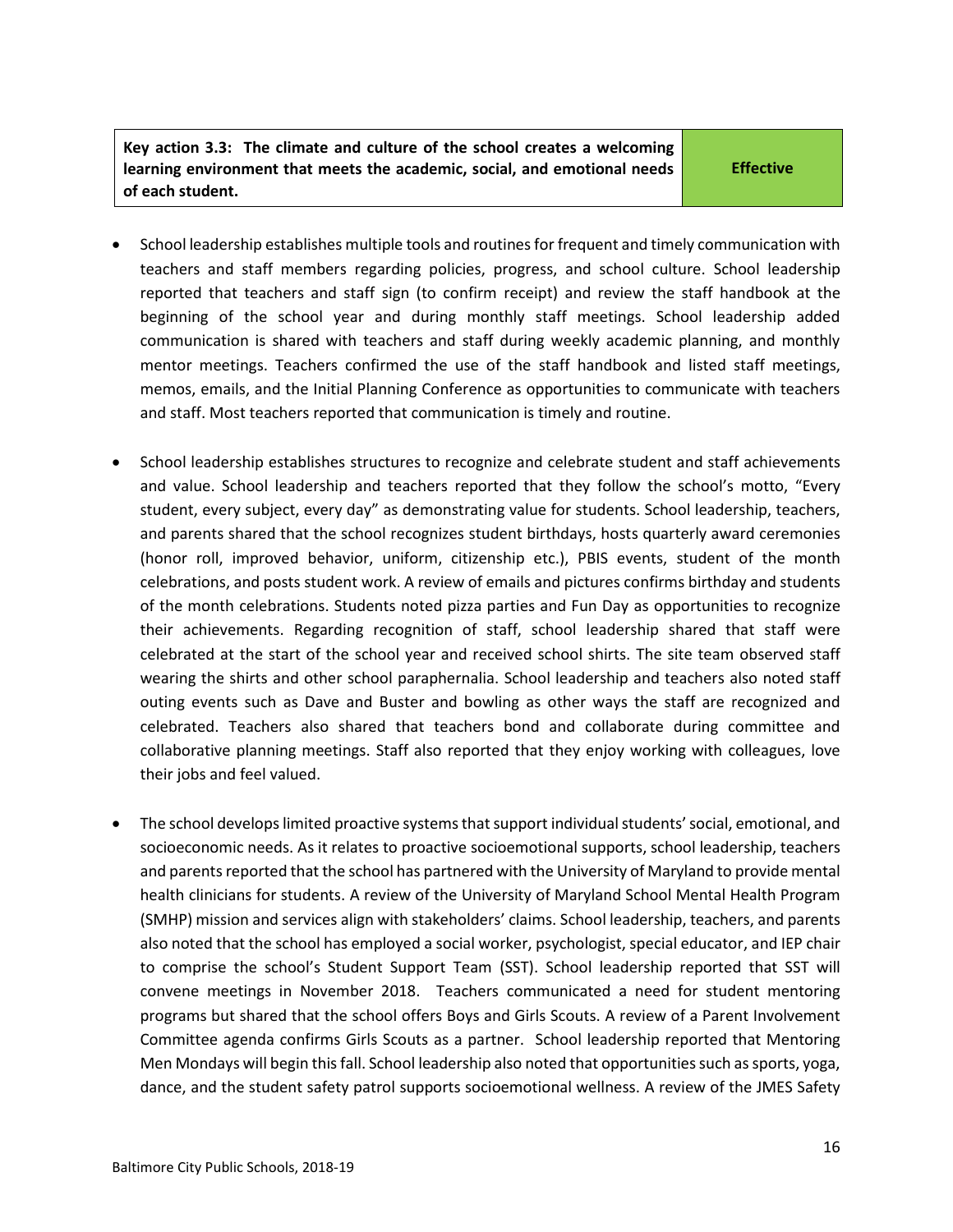| Key action 3.3: The climate and culture of the school creates a welcoming learning environment that meets the academic, social, and emotional needs of each student. | Effective |
|---|---|

- School leadership establishes multiple tools and routines for frequent and timely communication with teachers and staff members regarding policies, progress, and school culture. School leadership reported that teachers and staff sign (to confirm receipt) and review the staff handbook at the beginning of the school year and during monthly staff meetings. School leadership added communication is shared with teachers and staff during weekly academic planning, and monthly mentor meetings. Teachers confirmed the use of the staff handbook and listed staff meetings, memos, emails, and the Initial Planning Conference as opportunities to communicate with teachers and staff. Most teachers reported that communication is timely and routine.

- School leadership establishes structures to recognize and celebrate student and staff achievements and value. School leadership and teachers reported that they follow the school's motto, "Every student, every subject, every day" as demonstrating value for students. School leadership, teachers, and parents shared that the school recognizes student birthdays, hosts quarterly award ceremonies (honor roll, improved behavior, uniform, citizenship etc.), PBIS events, student of the month celebrations, and posts student work. A review of emails and pictures confirms birthday and students of the month celebrations. Students noted pizza parties and Fun Day as opportunities to recognize their achievements. Regarding recognition of staff, school leadership shared that staff were celebrated at the start of the school year and received school shirts. The site team observed staff wearing the shirts and other school paraphernalia. School leadership and teachers also noted staff outing events such as Dave and Buster and bowling as other ways the staff are recognized and celebrated. Teachers also shared that teachers bond and collaborate during committee and collaborative planning meetings. Staff also reported that they enjoy working with colleagues, love their jobs and feel valued.

- The school develops limited proactive systems that support individual students' social, emotional, and socioeconomic needs. As it relates to proactive socioemotional supports, school leadership, teachers and parents reported that the school has partnered with the University of Maryland to provide mental health clinicians for students. A review of the University of Maryland School Mental Health Program (SMHP) mission and services align with stakeholders' claims. School leadership, teachers, and parents also noted that the school has employed a social worker, psychologist, special educator, and IEP chair to comprise the school's Student Support Team (SST). School leadership reported that SST will convene meetings in November 2018. Teachers communicated a need for student mentoring programs but shared that the school offers Boys and Girls Scouts. A review of a Parent Involvement Committee agenda confirms Girls Scouts as a partner. School leadership reported that Mentoring Men Mondays will begin this fall. School leadership also noted that opportunities such as sports, yoga, dance, and the student safety patrol supports socioemotional wellness. A review of the JMES Safety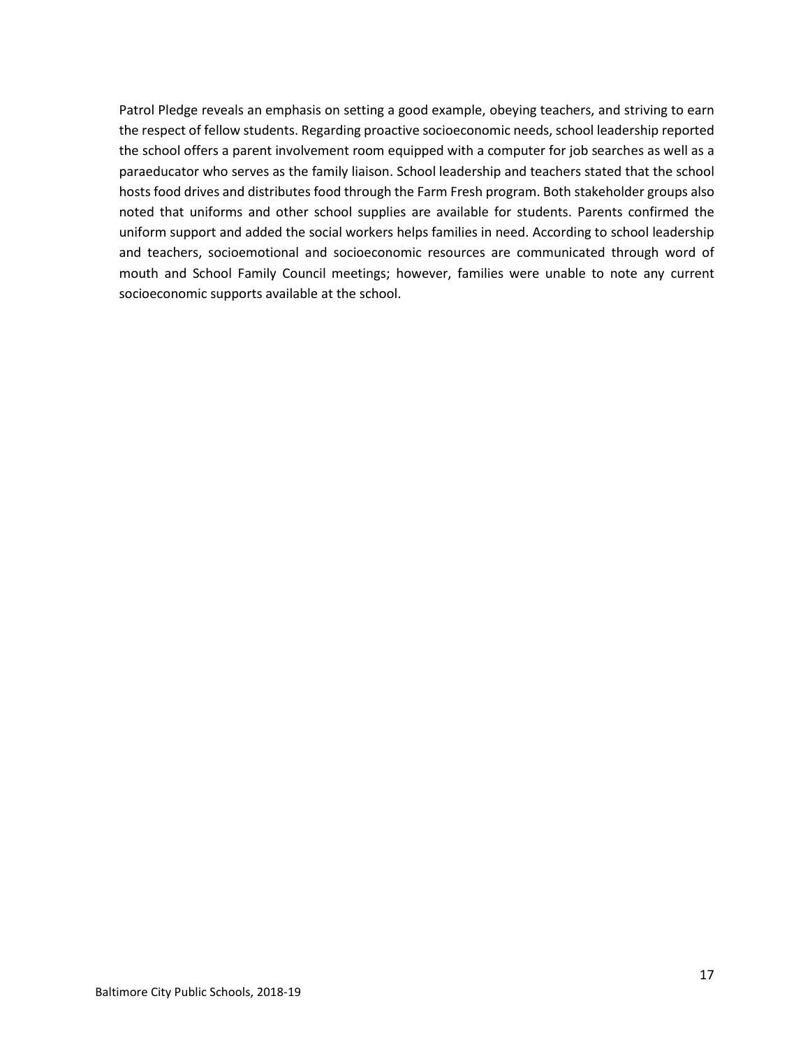Patrol Pledge reveals an emphasis on setting a good example, obeying teachers, and striving to earn the respect of fellow students. Regarding proactive socioeconomic needs, school leadership reported the school offers a parent involvement room equipped with a computer for job searches as well as a paraeducator who serves as the family liaison. School leadership and teachers stated that the school hosts food drives and distributes food through the Farm Fresh program. Both stakeholder groups also noted that uniforms and other school supplies are available for students. Parents confirmed the uniform support and added the social workers helps families in need. According to school leadership and teachers, socioemotional and socioeconomic resources are communicated through word of mouth and School Family Council meetings; however, families were unable to note any current socioeconomic supports available at the school.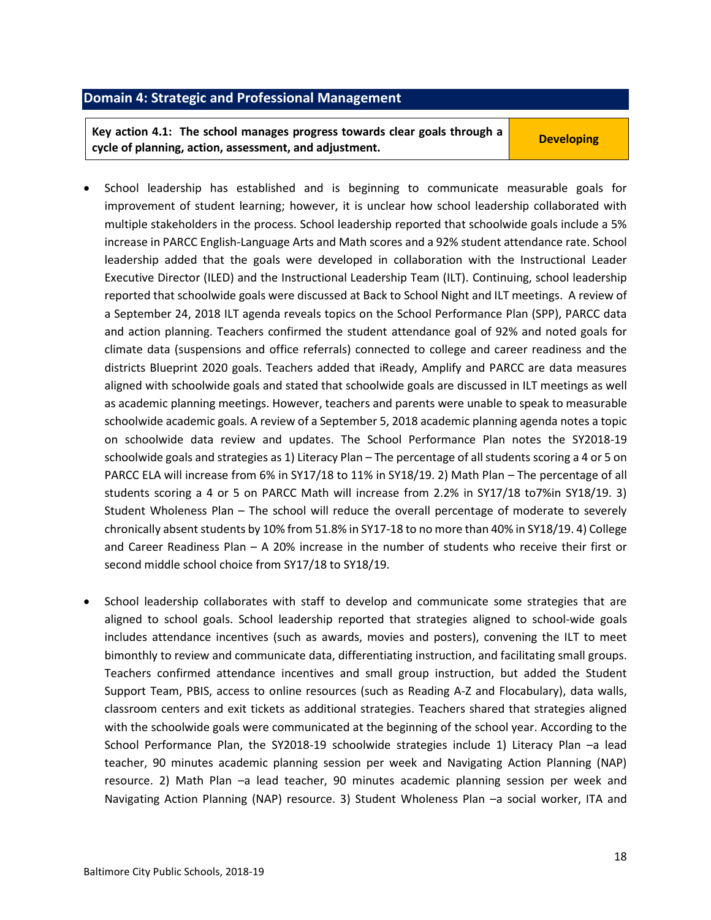## Domain 4: Strategic and Professional Management

| Key action 4.1: The school manages progress towards clear goals through a cycle of planning, action, assessment, and adjustment. | Developing |
|---|---|

- School leadership has established and is beginning to communicate measurable goals for improvement of student learning; however, it is unclear how school leadership collaborated with multiple stakeholders in the process. School leadership reported that schoolwide goals include a 5% increase in PARCC English-Language Arts and Math scores and a 92% student attendance rate. School leadership added that the goals were developed in collaboration with the Instructional Leader Executive Director (ILED) and the Instructional Leadership Team (ILT). Continuing, school leadership reported that schoolwide goals were discussed at Back to School Night and ILT meetings. A review of a September 24, 2018 ILT agenda reveals topics on the School Performance Plan (SPP), PARCC data and action planning. Teachers confirmed the student attendance goal of 92% and noted goals for climate data (suspensions and office referrals) connected to college and career readiness and the districts Blueprint 2020 goals. Teachers added that iReady, Amplify and PARCC are data measures aligned with schoolwide goals and stated that schoolwide goals are discussed in ILT meetings as well as academic planning meetings. However, teachers and parents were unable to speak to measurable schoolwide academic goals. A review of a September 5, 2018 academic planning agenda notes a topic on schoolwide data review and updates. The School Performance Plan notes the SY2018-19 schoolwide goals and strategies as 1) Literacy Plan – The percentage of all students scoring a 4 or 5 on PARCC ELA will increase from 6% in SY17/18 to 11% in SY18/19. 2) Math Plan – The percentage of all students scoring a 4 or 5 on PARCC Math will increase from 2.2% in SY17/18 to7%in SY18/19. 3) Student Wholeness Plan – The school will reduce the overall percentage of moderate to severely chronically absent students by 10% from 51.8% in SY17-18 to no more than 40% in SY18/19. 4) College and Career Readiness Plan – A 20% increase in the number of students who receive their first or second middle school choice from SY17/18 to SY18/19.

- School leadership collaborates with staff to develop and communicate some strategies that are aligned to school goals. School leadership reported that strategies aligned to school-wide goals includes attendance incentives (such as awards, movies and posters), convening the ILT to meet bimonthly to review and communicate data, differentiating instruction, and facilitating small groups. Teachers confirmed attendance incentives and small group instruction, but added the Student Support Team, PBIS, access to online resources (such as Reading A-Z and Flocabulary), data walls, classroom centers and exit tickets as additional strategies. Teachers shared that strategies aligned with the schoolwide goals were communicated at the beginning of the school year. According to the School Performance Plan, the SY2018-19 schoolwide strategies include 1) Literacy Plan –a lead teacher, 90 minutes academic planning session per week and Navigating Action Planning (NAP) resource. 2) Math Plan –a lead teacher, 90 minutes academic planning session per week and Navigating Action Planning (NAP) resource. 3) Student Wholeness Plan –a social worker, ITA and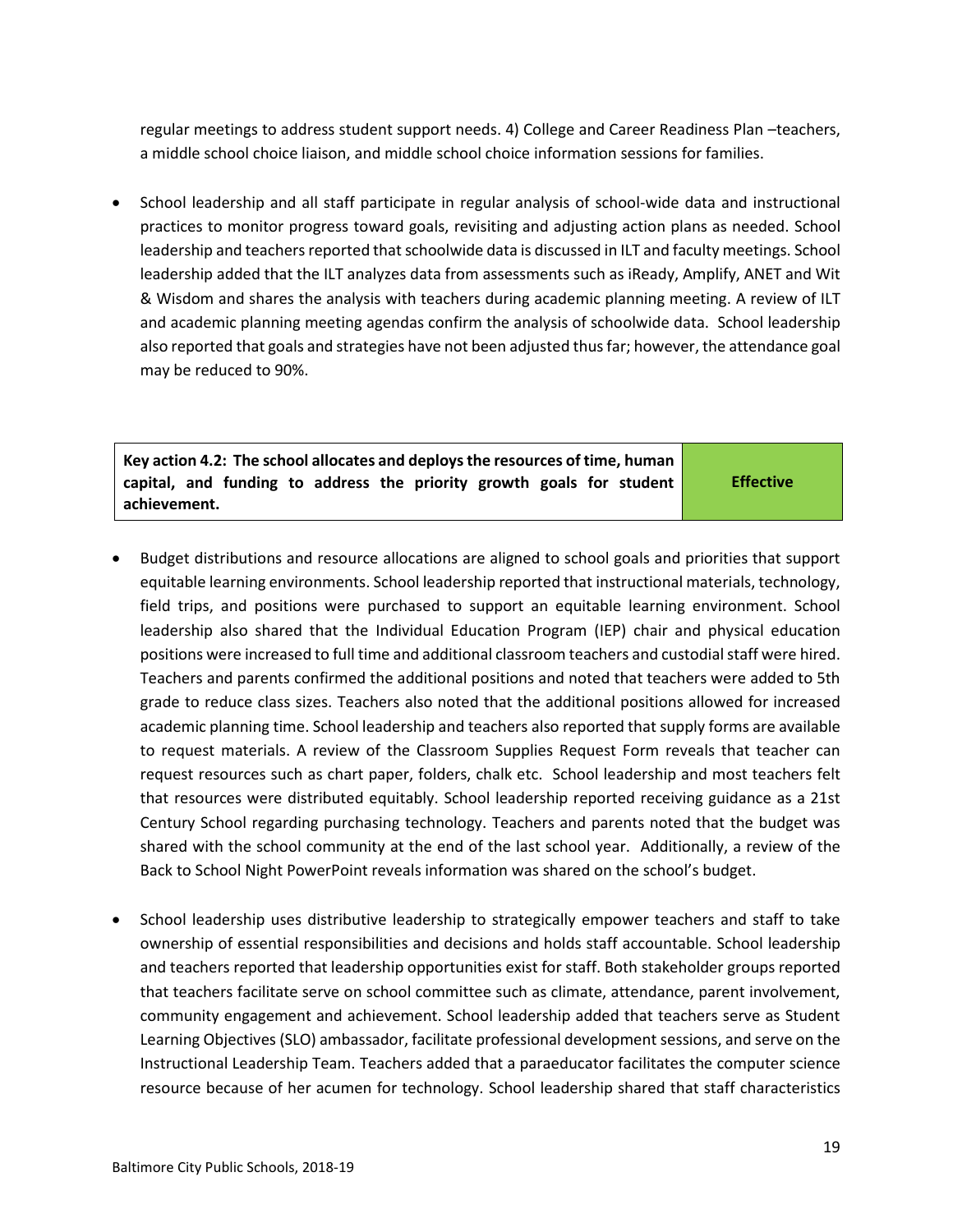regular meetings to address student support needs. 4) College and Career Readiness Plan –teachers, a middle school choice liaison, and middle school choice information sessions for families.

- School leadership and all staff participate in regular analysis of school-wide data and instructional practices to monitor progress toward goals, revisiting and adjusting action plans as needed. School leadership and teachers reported that schoolwide data is discussed in ILT and faculty meetings. School leadership added that the ILT analyzes data from assessments such as iReady, Amplify, ANET and Wit & Wisdom and shares the analysis with teachers during academic planning meeting. A review of ILT and academic planning meeting agendas confirm the analysis of schoolwide data. School leadership also reported that goals and strategies have not been adjusted thus far; however, the attendance goal may be reduced to 90%.

| **Key action 4.2: The school allocates and deploys the resources of time, human capital, and funding to address the priority growth goals for student achievement.** | **Effective** |
|---|---|

- Budget distributions and resource allocations are aligned to school goals and priorities that support equitable learning environments. School leadership reported that instructional materials, technology, field trips, and positions were purchased to support an equitable learning environment. School leadership also shared that the Individual Education Program (IEP) chair and physical education positions were increased to full time and additional classroom teachers and custodial staff were hired. Teachers and parents confirmed the additional positions and noted that teachers were added to 5th grade to reduce class sizes. Teachers also noted that the additional positions allowed for increased academic planning time. School leadership and teachers also reported that supply forms are available to request materials. A review of the Classroom Supplies Request Form reveals that teacher can request resources such as chart paper, folders, chalk etc. School leadership and most teachers felt that resources were distributed equitably. School leadership reported receiving guidance as a 21st Century School regarding purchasing technology. Teachers and parents noted that the budget was shared with the school community at the end of the last school year. Additionally, a review of the Back to School Night PowerPoint reveals information was shared on the school's budget.

- School leadership uses distributive leadership to strategically empower teachers and staff to take ownership of essential responsibilities and decisions and holds staff accountable. School leadership and teachers reported that leadership opportunities exist for staff. Both stakeholder groups reported that teachers facilitate serve on school committee such as climate, attendance, parent involvement, community engagement and achievement. School leadership added that teachers serve as Student Learning Objectives (SLO) ambassador, facilitate professional development sessions, and serve on the Instructional Leadership Team. Teachers added that a paraeducator facilitates the computer science resource because of her acumen for technology. School leadership shared that staff characteristics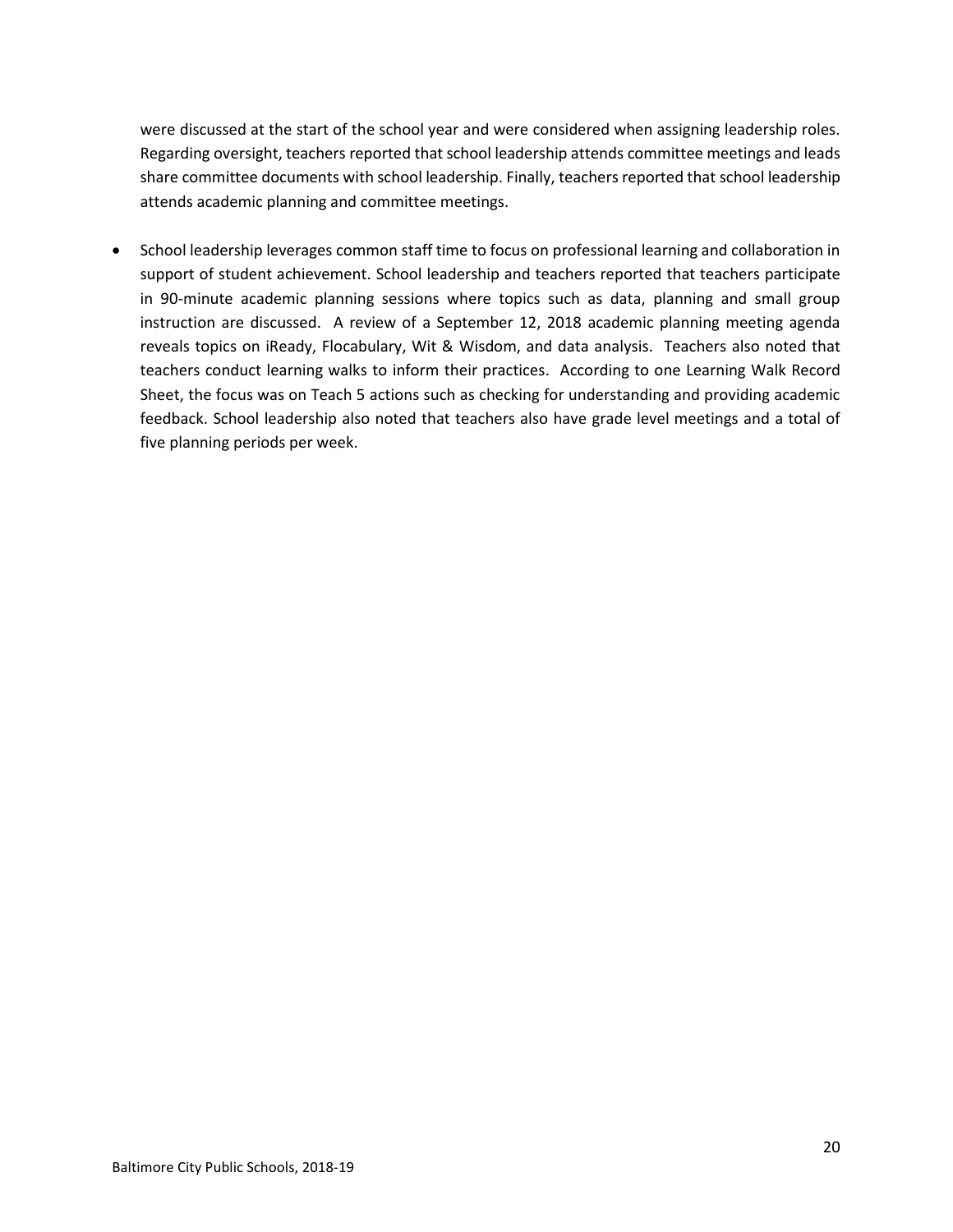were discussed at the start of the school year and were considered when assigning leadership roles. Regarding oversight, teachers reported that school leadership attends committee meetings and leads share committee documents with school leadership. Finally, teachers reported that school leadership attends academic planning and committee meetings.

- School leadership leverages common staff time to focus on professional learning and collaboration in support of student achievement. School leadership and teachers reported that teachers participate in 90-minute academic planning sessions where topics such as data, planning and small group instruction are discussed. A review of a September 12, 2018 academic planning meeting agenda reveals topics on iReady, Flocabulary, Wit & Wisdom, and data analysis. Teachers also noted that teachers conduct learning walks to inform their practices. According to one Learning Walk Record Sheet, the focus was on Teach 5 actions such as checking for understanding and providing academic feedback. School leadership also noted that teachers also have grade level meetings and a total of five planning periods per week.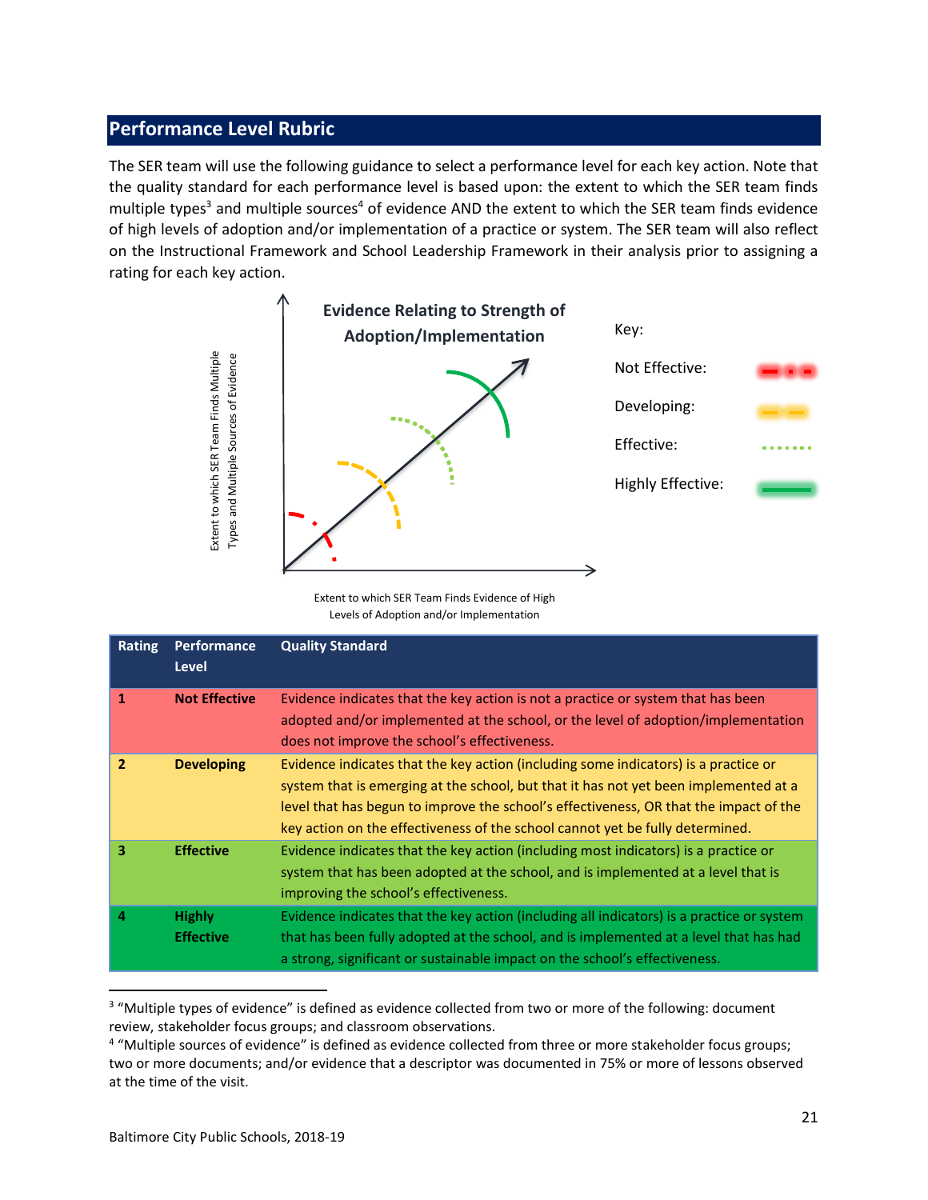## Performance Level Rubric

The SER team will use the following guidance to select a performance level for each key action. Note that the quality standard for each performance level is based upon: the extent to which the SER team finds multiple types[3] and multiple sources[4] of evidence AND the extent to which the SER team finds evidence of high levels of adoption and/or implementation of a practice or system. The SER team will also reflect on the Instructional Framework and School Leadership Framework in their analysis prior to assigning a rating for each key action.

**Evidence Relating to Strength of Adoption/Implementation**

Extent to which SER Team Finds Multiple Types and Multiple Sources of Evidence

Key:

Not Effective:

Developing:

Effective:

Highly Effective:

Extent to which SER Team Finds Evidence of High Levels of Adoption and/or Implementation

| Rating | Performance Level | Quality Standard |
|---|---|---|
| 1 | **Not Effective** | Evidence indicates that the key action is not a practice or system that has been adopted and/or implemented at the school, or the level of adoption/implementation does not improve the school's effectiveness. |
| 2 | **Developing** | Evidence indicates that the key action (including some indicators) is a practice or system that is emerging at the school, but that it has not yet been implemented at a level that has begun to improve the school's effectiveness, OR that the impact of the key action on the effectiveness of the school cannot yet be fully determined. |
| 3 | **Effective** | Evidence indicates that the key action (including most indicators) is a practice or system that has been adopted at the school, and is implemented at a level that is improving the school's effectiveness. |
| 4 | **Highly Effective** | Evidence indicates that the key action (including all indicators) is a practice or system that has been fully adopted at the school, and is implemented at a level that has had a strong, significant or sustainable impact on the school's effectiveness. |

[3] "Multiple types of evidence" is defined as evidence collected from two or more of the following: document review, stakeholder focus groups; and classroom observations.

[4] "Multiple sources of evidence" is defined as evidence collected from three or more stakeholder focus groups; two or more documents; and/or evidence that a descriptor was documented in 75% or more of lessons observed at the time of the visit.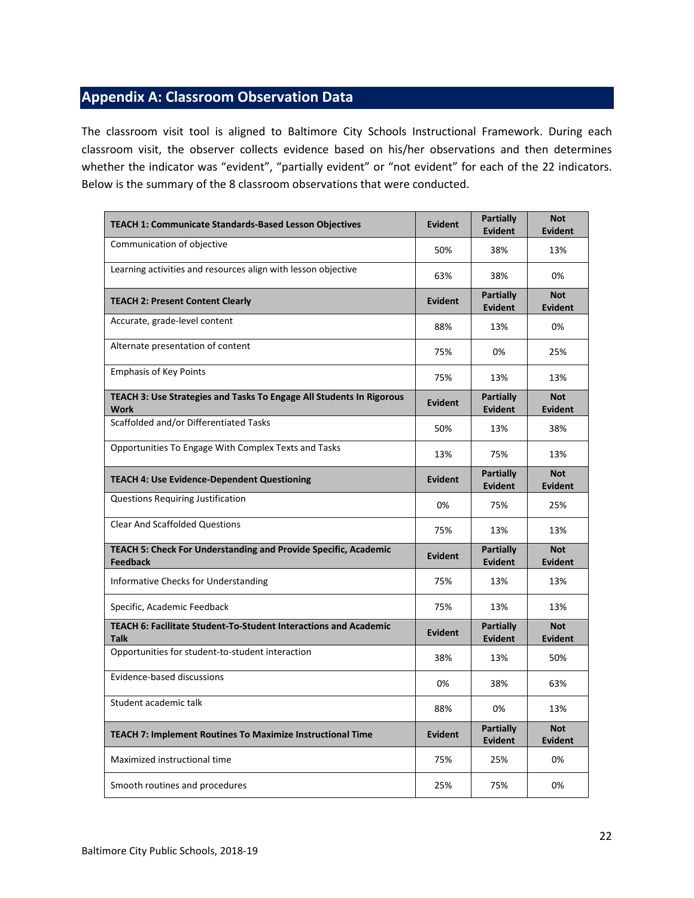## Appendix A: Classroom Observation Data

The classroom visit tool is aligned to Baltimore City Schools Instructional Framework. During each classroom visit, the observer collects evidence based on his/her observations and then determines whether the indicator was "evident", "partially evident" or "not evident" for each of the 22 indicators. Below is the summary of the 8 classroom observations that were conducted.

| **TEACH 1: Communicate Standards-Based Lesson Objectives** | **Evident** | **Partially Evident** | **Not Evident** |
|---|---|---|---|
| Communication of objective | 50% | 38% | 13% |
| Learning activities and resources align with lesson objective | 63% | 38% | 0% |
| **TEACH 2: Present Content Clearly** | **Evident** | **Partially Evident** | **Not Evident** |
| Accurate, grade-level content | 88% | 13% | 0% |
| Alternate presentation of content | 75% | 0% | 25% |
| Emphasis of Key Points | 75% | 13% | 13% |
| **TEACH 3: Use Strategies and Tasks To Engage All Students In Rigorous Work** | **Evident** | **Partially Evident** | **Not Evident** |
| Scaffolded and/or Differentiated Tasks | 50% | 13% | 38% |
| Opportunities To Engage With Complex Texts and Tasks | 13% | 75% | 13% |
| **TEACH 4: Use Evidence-Dependent Questioning** | **Evident** | **Partially Evident** | **Not Evident** |
| Questions Requiring Justification | 0% | 75% | 25% |
| Clear And Scaffolded Questions | 75% | 13% | 13% |
| **TEACH 5: Check For Understanding and Provide Specific, Academic Feedback** | **Evident** | **Partially Evident** | **Not Evident** |
| Informative Checks for Understanding | 75% | 13% | 13% |
| Specific, Academic Feedback | 75% | 13% | 13% |
| **TEACH 6: Facilitate Student-To-Student Interactions and Academic Talk** | **Evident** | **Partially Evident** | **Not Evident** |
| Opportunities for student-to-student interaction | 38% | 13% | 50% |
| Evidence-based discussions | 0% | 38% | 63% |
| Student academic talk | 88% | 0% | 13% |
| **TEACH 7: Implement Routines To Maximize Instructional Time** | **Evident** | **Partially Evident** | **Not Evident** |
| Maximized instructional time | 75% | 25% | 0% |
| Smooth routines and procedures | 25% | 75% | 0% |

Baltimore City Public Schools, 2018-19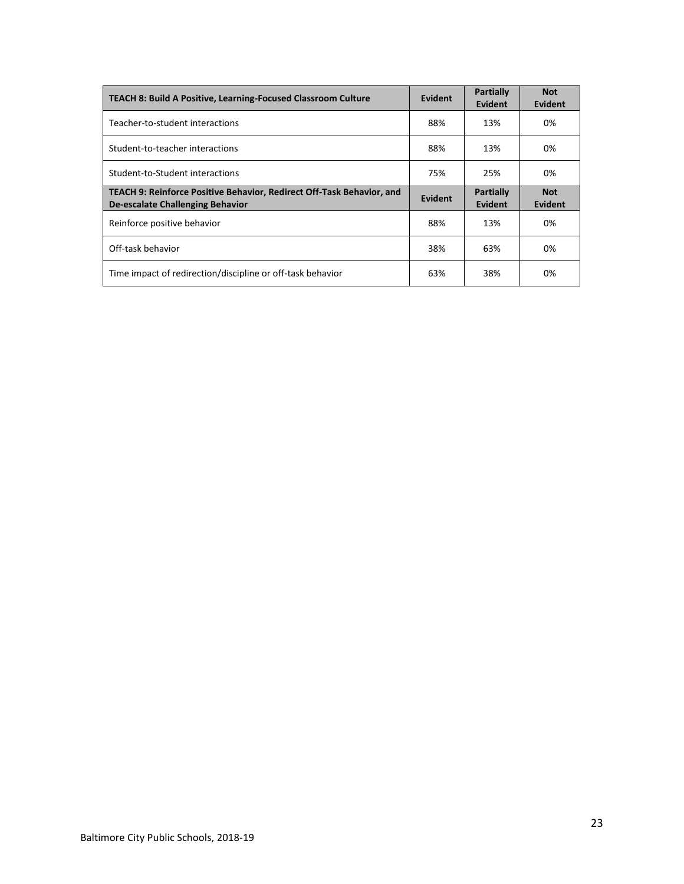| TEACH 8: Build A Positive, Learning-Focused Classroom Culture | Evident | Partially Evident | Not Evident |
|---|---|---|---|
| Teacher-to-student interactions | 88% | 13% | 0% |
| Student-to-teacher interactions | 88% | 13% | 0% |
| Student-to-Student interactions | 75% | 25% | 0% |
| **TEACH 9: Reinforce Positive Behavior, Redirect Off-Task Behavior, and De-escalate Challenging Behavior** | **Evident** | **Partially Evident** | **Not Evident** |
| Reinforce positive behavior | 88% | 13% | 0% |
| Off-task behavior | 38% | 63% | 0% |
| Time impact of redirection/discipline or off-task behavior | 63% | 38% | 0% |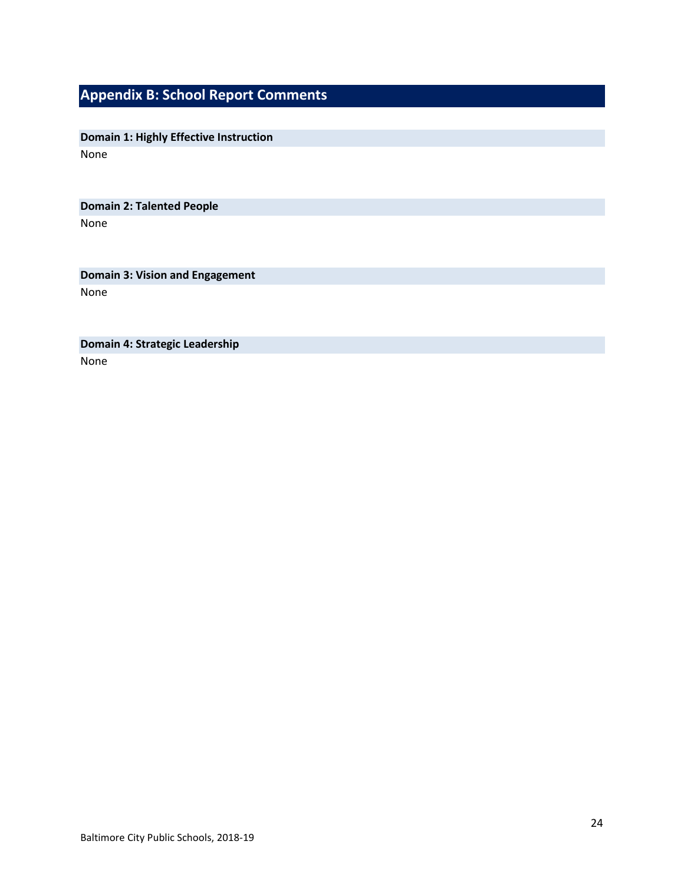## Appendix B: School Report Comments

### Domain 1: Highly Effective Instruction

None

### Domain 2: Talented People

None

### Domain 3: Vision and Engagement

None

### Domain 4: Strategic Leadership

None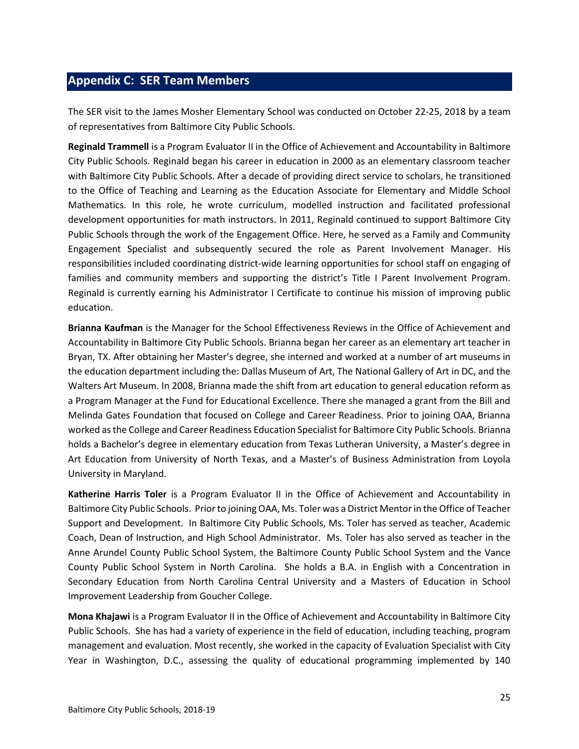## Appendix C: SER Team Members

The SER visit to the James Mosher Elementary School was conducted on October 22-25, 2018 by a team of representatives from Baltimore City Public Schools.

**Reginald Trammell** is a Program Evaluator II in the Office of Achievement and Accountability in Baltimore City Public Schools. Reginald began his career in education in 2000 as an elementary classroom teacher with Baltimore City Public Schools. After a decade of providing direct service to scholars, he transitioned to the Office of Teaching and Learning as the Education Associate for Elementary and Middle School Mathematics. In this role, he wrote curriculum, modelled instruction and facilitated professional development opportunities for math instructors. In 2011, Reginald continued to support Baltimore City Public Schools through the work of the Engagement Office. Here, he served as a Family and Community Engagement Specialist and subsequently secured the role as Parent Involvement Manager. His responsibilities included coordinating district-wide learning opportunities for school staff on engaging of families and community members and supporting the district's Title I Parent Involvement Program. Reginald is currently earning his Administrator I Certificate to continue his mission of improving public education.

**Brianna Kaufman** is the Manager for the School Effectiveness Reviews in the Office of Achievement and Accountability in Baltimore City Public Schools. Brianna began her career as an elementary art teacher in Bryan, TX. After obtaining her Master's degree, she interned and worked at a number of art museums in the education department including the: Dallas Museum of Art, The National Gallery of Art in DC, and the Walters Art Museum. In 2008, Brianna made the shift from art education to general education reform as a Program Manager at the Fund for Educational Excellence. There she managed a grant from the Bill and Melinda Gates Foundation that focused on College and Career Readiness. Prior to joining OAA, Brianna worked as the College and Career Readiness Education Specialist for Baltimore City Public Schools. Brianna holds a Bachelor's degree in elementary education from Texas Lutheran University, a Master's degree in Art Education from University of North Texas, and a Master's of Business Administration from Loyola University in Maryland.

**Katherine Harris Toler** is a Program Evaluator II in the Office of Achievement and Accountability in Baltimore City Public Schools. Prior to joining OAA, Ms. Toler was a District Mentor in the Office of Teacher Support and Development. In Baltimore City Public Schools, Ms. Toler has served as teacher, Academic Coach, Dean of Instruction, and High School Administrator. Ms. Toler has also served as teacher in the Anne Arundel County Public School System, the Baltimore County Public School System and the Vance County Public School System in North Carolina. She holds a B.A. in English with a Concentration in Secondary Education from North Carolina Central University and a Masters of Education in School Improvement Leadership from Goucher College.

**Mona Khajawi** is a Program Evaluator II in the Office of Achievement and Accountability in Baltimore City Public Schools. She has had a variety of experience in the field of education, including teaching, program management and evaluation. Most recently, she worked in the capacity of Evaluation Specialist with City Year in Washington, D.C., assessing the quality of educational programming implemented by 140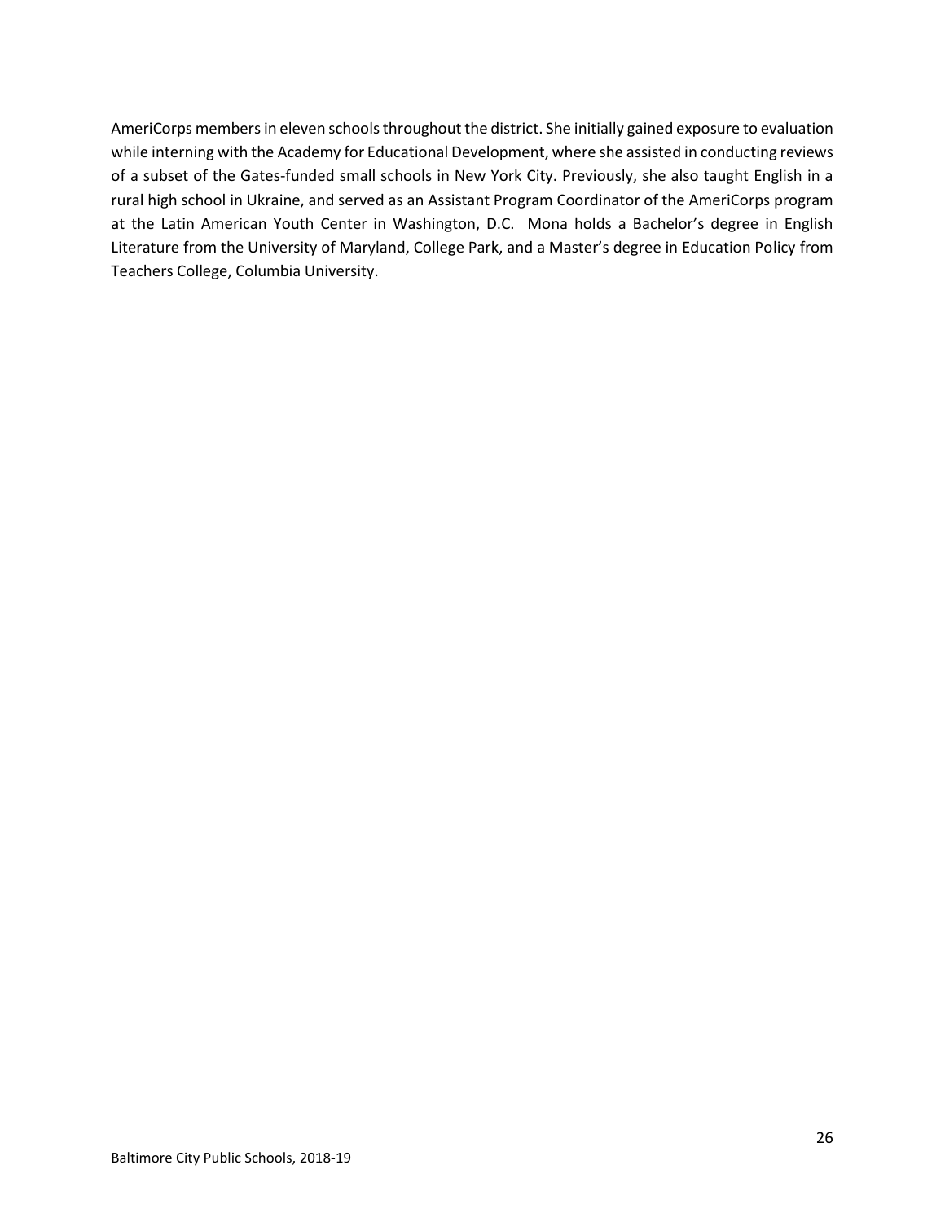AmeriCorps members in eleven schools throughout the district. She initially gained exposure to evaluation while interning with the Academy for Educational Development, where she assisted in conducting reviews of a subset of the Gates-funded small schools in New York City. Previously, she also taught English in a rural high school in Ukraine, and served as an Assistant Program Coordinator of the AmeriCorps program at the Latin American Youth Center in Washington, D.C. Mona holds a Bachelor's degree in English Literature from the University of Maryland, College Park, and a Master's degree in Education Policy from Teachers College, Columbia University.